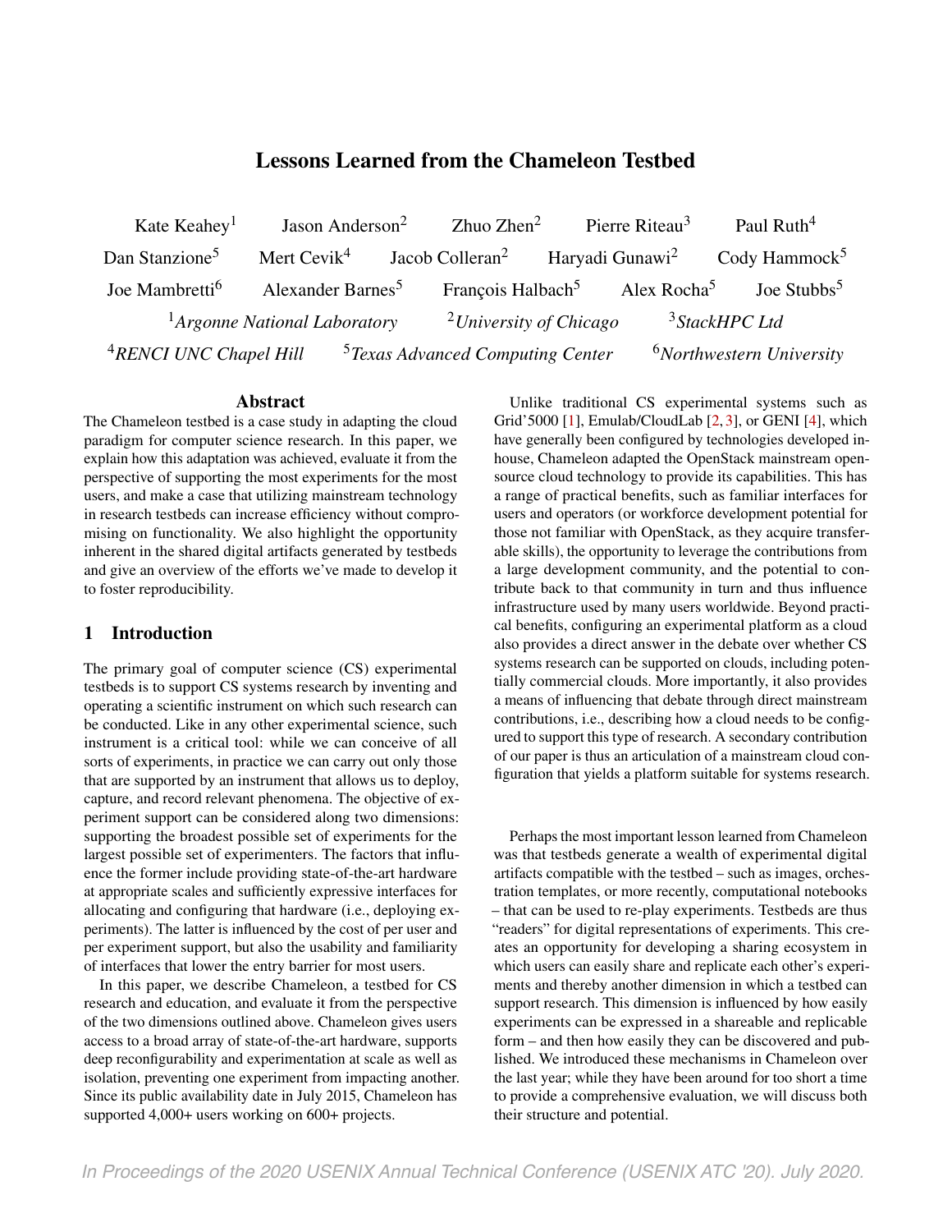# Lessons Learned from the Chameleon Testbed

Kate Keahey[1] Jason Anderson[2] Zhuo Zhen[2] Pierre Riteau[3] Paul Ruth[4]
Dan Stanzione[5] Mert Cevik[4] Jacob Colleran[2] Haryadi Gunawi[2] Cody Hammock[5]
Joe Mambretti[6] Alexander Barnes[5] François Halbach[5] Alex Rocha[5] Joe Stubbs[5]

[1]*Argonne National Laboratory* [2]*University of Chicago* [3]*StackHPC Ltd*
[4]*RENCI UNC Chapel Hill* [5]*Texas Advanced Computing Center* [6]*Northwestern University*

## Abstract

The Chameleon testbed is a case study in adapting the cloud paradigm for computer science research. In this paper, we explain how this adaptation was achieved, evaluate it from the perspective of supporting the most experiments for the most users, and make a case that utilizing mainstream technology in research testbeds can increase efficiency without compromising on functionality. We also highlight the opportunity inherent in the shared digital artifacts generated by testbeds and give an overview of the efforts we've made to develop it to foster reproducibility.

## 1 Introduction

The primary goal of computer science (CS) experimental testbeds is to support CS systems research by inventing and operating a scientific instrument on which such research can be conducted. Like in any other experimental science, such instrument is a critical tool: while we can conceive of all sorts of experiments, in practice we can carry out only those that are supported by an instrument that allows us to deploy, capture, and record relevant phenomena. The objective of experiment support can be considered along two dimensions: supporting the broadest possible set of experiments for the largest possible set of experimenters. The factors that influence the former include providing state-of-the-art hardware at appropriate scales and sufficiently expressive interfaces for allocating and configuring that hardware (i.e., deploying experiments). The latter is influenced by the cost of per user and per experiment support, but also the usability and familiarity of interfaces that lower the entry barrier for most users.

In this paper, we describe Chameleon, a testbed for CS research and education, and evaluate it from the perspective of the two dimensions outlined above. Chameleon gives users access to a broad array of state-of-the-art hardware, supports deep reconfigurability and experimentation at scale as well as isolation, preventing one experiment from impacting another. Since its public availability date in July 2015, Chameleon has supported 4,000+ users working on 600+ projects.

Unlike traditional CS experimental systems such as Grid'5000 [1], Emulab/CloudLab [2, 3], or GENI [4], which have generally been configured by technologies developed in-house, Chameleon adapted the OpenStack mainstream open-source cloud technology to provide its capabilities. This has a range of practical benefits, such as familiar interfaces for users and operators (or workforce development potential for those not familiar with OpenStack, as they acquire transferable skills), the opportunity to leverage the contributions from a large development community, and the potential to contribute back to that community in turn and thus influence infrastructure used by many users worldwide. Beyond practical benefits, configuring an experimental platform as a cloud also provides a direct answer in the debate over whether CS systems research can be supported on clouds, including potentially commercial clouds. More importantly, it also provides a means of influencing that debate through direct mainstream contributions, i.e., describing how a cloud needs to be configured to support this type of research. A secondary contribution of our paper is thus an articulation of a mainstream cloud configuration that yields a platform suitable for systems research.

Perhaps the most important lesson learned from Chameleon was that testbeds generate a wealth of experimental digital artifacts compatible with the testbed – such as images, orchestration templates, or more recently, computational notebooks – that can be used to re-play experiments. Testbeds are thus "readers" for digital representations of experiments. This creates an opportunity for developing a sharing ecosystem in which users can easily share and replicate each other's experiments and thereby another dimension in which a testbed can support research. This dimension is influenced by how easily experiments can be expressed in a shareable and replicable form – and then how easily they can be discovered and published. We introduced these mechanisms in Chameleon over the last year; while they have been around for too short a time to provide a comprehensive evaluation, we will discuss both their structure and potential.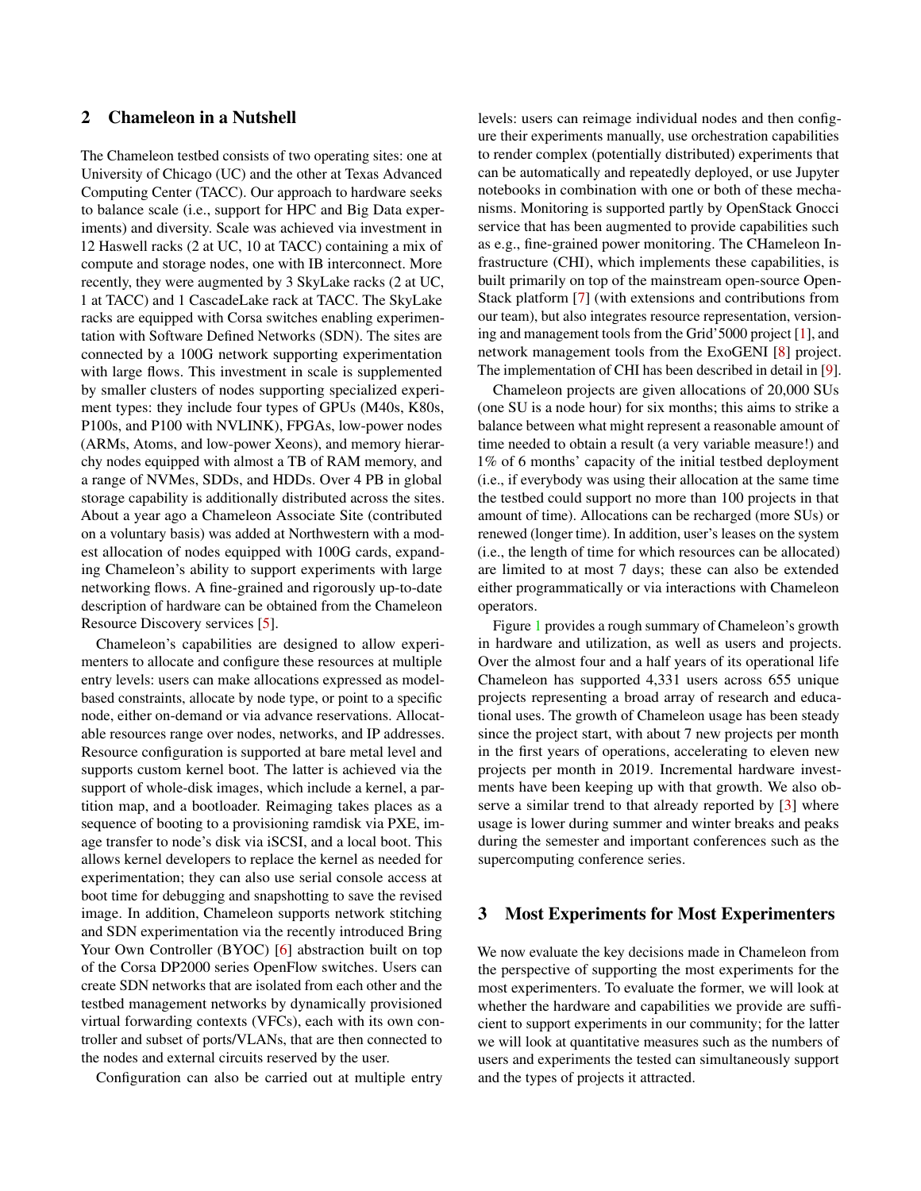## 2 Chameleon in a Nutshell

The Chameleon testbed consists of two operating sites: one at University of Chicago (UC) and the other at Texas Advanced Computing Center (TACC). Our approach to hardware seeks to balance scale (i.e., support for HPC and Big Data experiments) and diversity. Scale was achieved via investment in 12 Haswell racks (2 at UC, 10 at TACC) containing a mix of compute and storage nodes, one with IB interconnect. More recently, they were augmented by 3 SkyLake racks (2 at UC, 1 at TACC) and 1 CascadeLake rack at TACC. The SkyLake racks are equipped with Corsa switches enabling experimentation with Software Defined Networks (SDN). The sites are connected by a 100G network supporting experimentation with large flows. This investment in scale is supplemented by smaller clusters of nodes supporting specialized experiment types: they include four types of GPUs (M40s, K80s, P100s, and P100 with NVLINK), FPGAs, low-power nodes (ARMs, Atoms, and low-power Xeons), and memory hierarchy nodes equipped with almost a TB of RAM memory, and a range of NVMes, SDDs, and HDDs. Over 4 PB in global storage capability is additionally distributed across the sites. About a year ago a Chameleon Associate Site (contributed on a voluntary basis) was added at Northwestern with a modest allocation of nodes equipped with 100G cards, expanding Chameleon's ability to support experiments with large networking flows. A fine-grained and rigorously up-to-date description of hardware can be obtained from the Chameleon Resource Discovery services [5].

Chameleon's capabilities are designed to allow experimenters to allocate and configure these resources at multiple entry levels: users can make allocations expressed as model-based constraints, allocate by node type, or point to a specific node, either on-demand or via advance reservations. Allocatable resources range over nodes, networks, and IP addresses. Resource configuration is supported at bare metal level and supports custom kernel boot. The latter is achieved via the support of whole-disk images, which include a kernel, a partition map, and a bootloader. Reimaging takes places as a sequence of booting to a provisioning ramdisk via PXE, image transfer to node's disk via iSCSI, and a local boot. This allows kernel developers to replace the kernel as needed for experimentation; they can also use serial console access at boot time for debugging and snapshotting to save the revised image. In addition, Chameleon supports network stitching and SDN experimentation via the recently introduced Bring Your Own Controller (BYOC) [6] abstraction built on top of the Corsa DP2000 series OpenFlow switches. Users can create SDN networks that are isolated from each other and the testbed management networks by dynamically provisioned virtual forwarding contexts (VFCs), each with its own controller and subset of ports/VLANs, that are then connected to the nodes and external circuits reserved by the user.

Configuration can also be carried out at multiple entry levels: users can reimage individual nodes and then configure their experiments manually, use orchestration capabilities to render complex (potentially distributed) experiments that can be automatically and repeatedly deployed, or use Jupyter notebooks in combination with one or both of these mechanisms. Monitoring is supported partly by OpenStack Gnocci service that has been augmented to provide capabilities such as e.g., fine-grained power monitoring. The CHameleon Infrastructure (CHI), which implements these capabilities, is built primarily on top of the mainstream open-source OpenStack platform [7] (with extensions and contributions from our team), but also integrates resource representation, versioning and management tools from the Grid'5000 project [1], and network management tools from the ExoGENI [8] project. The implementation of CHI has been described in detail in [9].

Chameleon projects are given allocations of 20,000 SUs (one SU is a node hour) for six months; this aims to strike a balance between what might represent a reasonable amount of time needed to obtain a result (a very variable measure!) and 1% of 6 months' capacity of the initial testbed deployment (i.e., if everybody was using their allocation at the same time the testbed could support no more than 100 projects in that amount of time). Allocations can be recharged (more SUs) or renewed (longer time). In addition, user's leases on the system (i.e., the length of time for which resources can be allocated) are limited to at most 7 days; these can also be extended either programmatically or via interactions with Chameleon operators.

Figure 1 provides a rough summary of Chameleon's growth in hardware and utilization, as well as users and projects. Over the almost four and a half years of its operational life Chameleon has supported 4,331 users across 655 unique projects representing a broad array of research and educational uses. The growth of Chameleon usage has been steady since the project start, with about 7 new projects per month in the first years of operations, accelerating to eleven new projects per month in 2019. Incremental hardware investments have been keeping up with that growth. We also observe a similar trend to that already reported by [3] where usage is lower during summer and winter breaks and peaks during the semester and important conferences such as the supercomputing conference series.

## 3 Most Experiments for Most Experimenters

We now evaluate the key decisions made in Chameleon from the perspective of supporting the most experiments for the most experimenters. To evaluate the former, we will look at whether the hardware and capabilities we provide are sufficient to support experiments in our community; for the latter we will look at quantitative measures such as the numbers of users and experiments the tested can simultaneously support and the types of projects it attracted.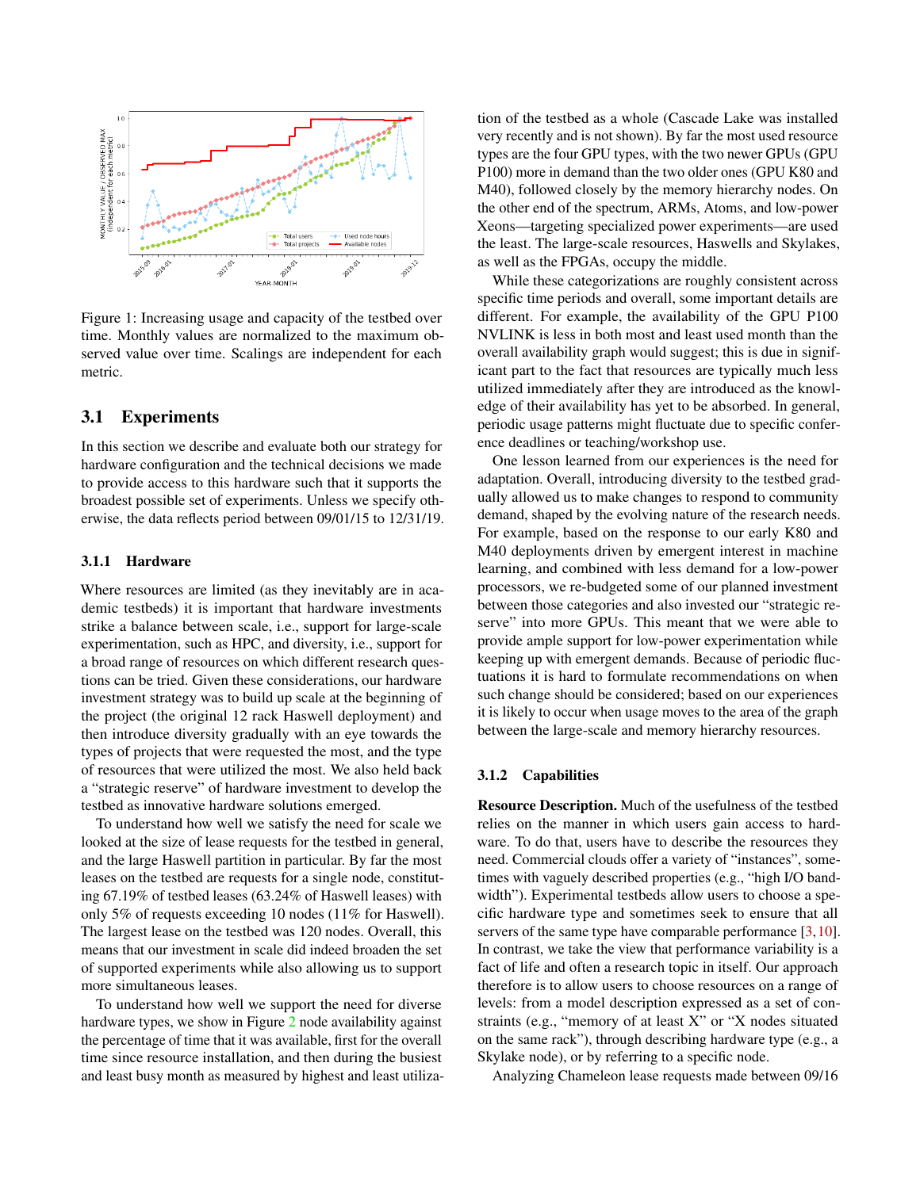Figure 1: Increasing usage and capacity of the testbed over time. Monthly values are normalized to the maximum observed value over time. Scalings are independent for each metric.

## 3.1 Experiments

In this section we describe and evaluate both our strategy for hardware configuration and the technical decisions we made to provide access to this hardware such that it supports the broadest possible set of experiments. Unless we specify otherwise, the data reflects period between 09/01/15 to 12/31/19.

### 3.1.1 Hardware

Where resources are limited (as they inevitably are in academic testbeds) it is important that hardware investments strike a balance between scale, i.e., support for large-scale experimentation, such as HPC, and diversity, i.e., support for a broad range of resources on which different research questions can be tried. Given these considerations, our hardware investment strategy was to build up scale at the beginning of the project (the original 12 rack Haswell deployment) and then introduce diversity gradually with an eye towards the types of projects that were requested the most, and the type of resources that were utilized the most. We also held back a "strategic reserve" of hardware investment to develop the testbed as innovative hardware solutions emerged.

To understand how well we satisfy the need for scale we looked at the size of lease requests for the testbed in general, and the large Haswell partition in particular. By far the most leases on the testbed are requests for a single node, constituting 67.19% of testbed leases (63.24% of Haswell leases) with only 5% of requests exceeding 10 nodes (11% for Haswell). The largest lease on the testbed was 120 nodes. Overall, this means that our investment in scale did indeed broaden the set of supported experiments while also allowing us to support more simultaneous leases.

To understand how well we support the need for diverse hardware types, we show in Figure 2 node availability against the percentage of time that it was available, first for the overall time since resource installation, and then during the busiest and least busy month as measured by highest and least utilization of the testbed as a whole (Cascade Lake was installed very recently and is not shown). By far the most used resource types are the four GPU types, with the two newer GPUs (GPU P100) more in demand than the two older ones (GPU K80 and M40), followed closely by the memory hierarchy nodes. On the other end of the spectrum, ARMs, Atoms, and low-power Xeons—targeting specialized power experiments—are used the least. The large-scale resources, Haswells and Skylakes, as well as the FPGAs, occupy the middle.

While these categorizations are roughly consistent across specific time periods and overall, some important details are different. For example, the availability of the GPU P100 NVLINK is less in both most and least used month than the overall availability graph would suggest; this is due in significant part to the fact that resources are typically much less utilized immediately after they are introduced as the knowledge of their availability has yet to be absorbed. In general, periodic usage patterns might fluctuate due to specific conference deadlines or teaching/workshop use.

One lesson learned from our experiences is the need for adaptation. Overall, introducing diversity to the testbed gradually allowed us to make changes to respond to community demand, shaped by the evolving nature of the research needs. For example, based on the response to our early K80 and M40 deployments driven by emergent interest in machine learning, and combined with less demand for a low-power processors, we re-budgeted some of our planned investment between those categories and also invested our "strategic reserve" into more GPUs. This meant that we were able to provide ample support for low-power experimentation while keeping up with emergent demands. Because of periodic fluctuations it is hard to formulate recommendations on when such change should be considered; based on our experiences it is likely to occur when usage moves to the area of the graph between the large-scale and memory hierarchy resources.

### 3.1.2 Capabilities

**Resource Description.** Much of the usefulness of the testbed relies on the manner in which users gain access to hardware. To do that, users have to describe the resources they need. Commercial clouds offer a variety of "instances", sometimes with vaguely described properties (e.g., "high I/O bandwidth"). Experimental testbeds allow users to choose a specific hardware type and sometimes seek to ensure that all servers of the same type have comparable performance [3, 10]. In contrast, we take the view that performance variability is a fact of life and often a research topic in itself. Our approach therefore is to allow users to choose resources on a range of levels: from a model description expressed as a set of constraints (e.g., "memory of at least X" or "X nodes situated on the same rack"), through describing hardware type (e.g., a Skylake node), or by referring to a specific node.

Analyzing Chameleon lease requests made between 09/16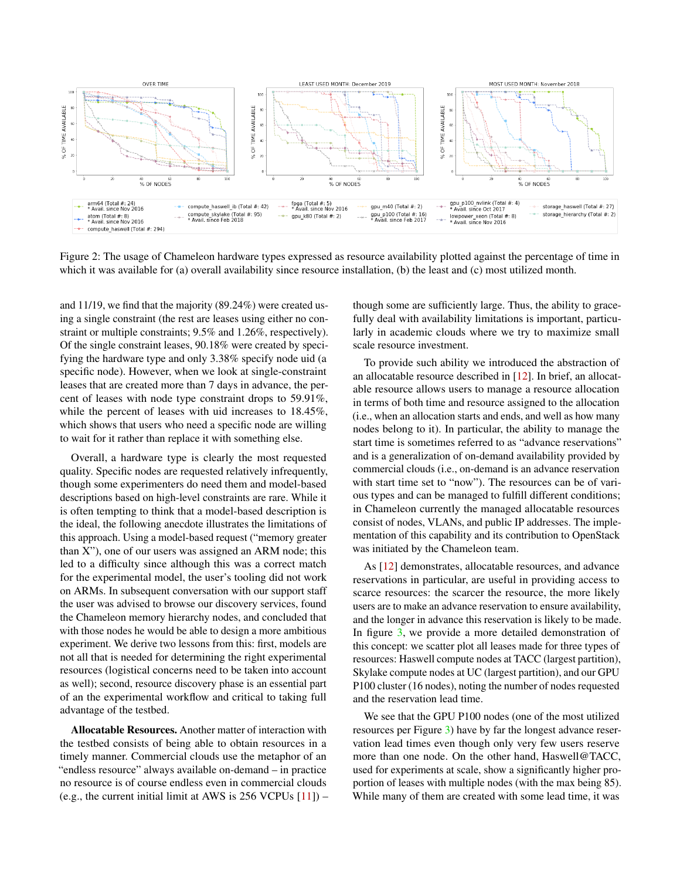Figure 2: The usage of Chameleon hardware types expressed as resource availability plotted against the percentage of time in which it was available for (a) overall availability since resource installation, (b) the least and (c) most utilized month.

and 11/19, we find that the majority (89.24%) were created using a single constraint (the rest are leases using either no constraint or multiple constraints; 9.5% and 1.26%, respectively). Of the single constraint leases, 90.18% were created by specifying the hardware type and only 3.38% specify node uid (a specific node). However, when we look at single-constraint leases that are created more than 7 days in advance, the percent of leases with node type constraint drops to 59.91%, while the percent of leases with uid increases to 18.45%, which shows that users who need a specific node are willing to wait for it rather than replace it with something else.

Overall, a hardware type is clearly the most requested quality. Specific nodes are requested relatively infrequently, though some experimenters do need them and model-based descriptions based on high-level constraints are rare. While it is often tempting to think that a model-based description is the ideal, the following anecdote illustrates the limitations of this approach. Using a model-based request ("memory greater than X"), one of our users was assigned an ARM node; this led to a difficulty since although this was a correct match for the experimental model, the user's tooling did not work on ARMs. In subsequent conversation with our support staff the user was advised to browse our discovery services, found the Chameleon memory hierarchy nodes, and concluded that with those nodes he would be able to design a more ambitious experiment. We derive two lessons from this: first, models are not all that is needed for determining the right experimental resources (logistical concerns need to be taken into account as well); second, resource discovery phase is an essential part of an the experimental workflow and critical to taking full advantage of the testbed.

**Allocatable Resources.** Another matter of interaction with the testbed consists of being able to obtain resources in a timely manner. Commercial clouds use the metaphor of an "endless resource" always available on-demand – in practice no resource is of course endless even in commercial clouds (e.g., the current initial limit at AWS is 256 VCPUs [11]) – though some are sufficiently large. Thus, the ability to gracefully deal with availability limitations is important, particularly in academic clouds where we try to maximize small scale resource investment.

To provide such ability we introduced the abstraction of an allocatable resource described in [12]. In brief, an allocatable resource allows users to manage a resource allocation in terms of both time and resource assigned to the allocation (i.e., when an allocation starts and ends, and well as how many nodes belong to it). In particular, the ability to manage the start time is sometimes referred to as "advance reservations" and is a generalization of on-demand availability provided by commercial clouds (i.e., on-demand is an advance reservation with start time set to "now"). The resources can be of various types and can be managed to fulfill different conditions; in Chameleon currently the managed allocatable resources consist of nodes, VLANs, and public IP addresses. The implementation of this capability and its contribution to OpenStack was initiated by the Chameleon team.

As [12] demonstrates, allocatable resources, and advance reservations in particular, are useful in providing access to scarce resources: the scarcer the resource, the more likely users are to make an advance reservation to ensure availability, and the longer in advance this reservation is likely to be made. In figure 3, we provide a more detailed demonstration of this concept: we scatter plot all leases made for three types of resources: Haswell compute nodes at TACC (largest partition), Skylake compute nodes at UC (largest partition), and our GPU P100 cluster (16 nodes), noting the number of nodes requested and the reservation lead time.

We see that the GPU P100 nodes (one of the most utilized resources per Figure 3) have by far the longest advance reservation lead times even though only very few users reserve more than one node. On the other hand, Haswell@TACC, used for experiments at scale, show a significantly higher proportion of leases with multiple nodes (with the max being 85). While many of them are created with some lead time, it was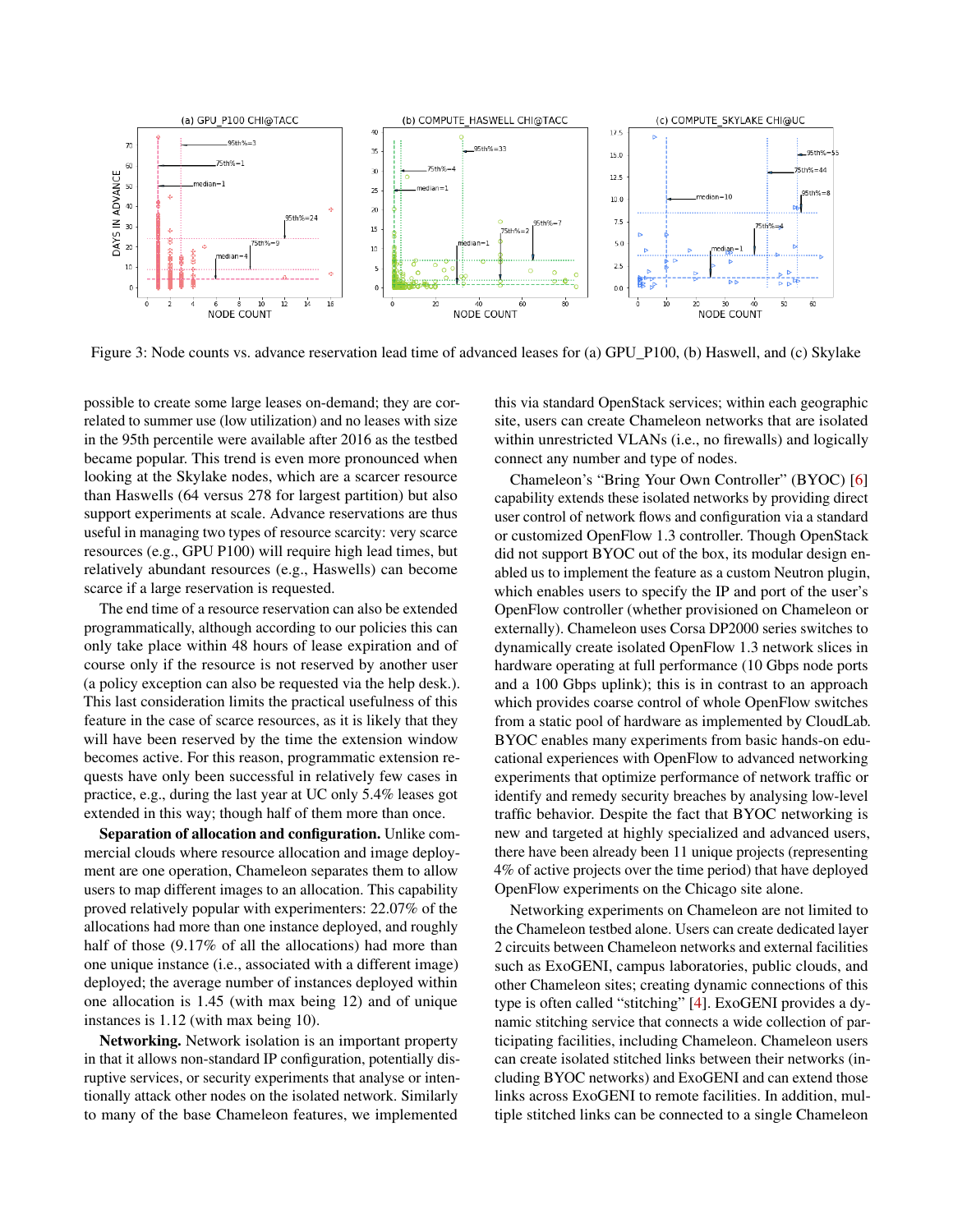Figure 3: Node counts vs. advance reservation lead time of advanced leases for (a) GPU_P100, (b) Haswell, and (c) Skylake

possible to create some large leases on-demand; they are correlated to summer use (low utilization) and no leases with size in the 95th percentile were available after 2016 as the testbed became popular. This trend is even more pronounced when looking at the Skylake nodes, which are a scarcer resource than Haswells (64 versus 278 for largest partition) but also support experiments at scale. Advance reservations are thus useful in managing two types of resource scarcity: very scarce resources (e.g., GPU P100) will require high lead times, but relatively abundant resources (e.g., Haswells) can become scarce if a large reservation is requested.

The end time of a resource reservation can also be extended programmatically, although according to our policies this can only take place within 48 hours of lease expiration and of course only if the resource is not reserved by another user (a policy exception can also be requested via the help desk.). This last consideration limits the practical usefulness of this feature in the case of scarce resources, as it is likely that they will have been reserved by the time the extension window becomes active. For this reason, programmatic extension requests have only been successful in relatively few cases in practice, e.g., during the last year at UC only 5.4% leases got extended in this way; though half of them more than once.

**Separation of allocation and configuration.** Unlike commercial clouds where resource allocation and image deployment are one operation, Chameleon separates them to allow users to map different images to an allocation. This capability proved relatively popular with experimenters: 22.07% of the allocations had more than one instance deployed, and roughly half of those (9.17% of all the allocations) had more than one unique instance (i.e., associated with a different image) deployed; the average number of instances deployed within one allocation is 1.45 (with max being 12) and of unique instances is 1.12 (with max being 10).

**Networking.** Network isolation is an important property in that it allows non-standard IP configuration, potentially disruptive services, or security experiments that analyse or intentionally attack other nodes on the isolated network. Similarly to many of the base Chameleon features, we implemented this via standard OpenStack services; within each geographic site, users can create Chameleon networks that are isolated within unrestricted VLANs (i.e., no firewalls) and logically connect any number and type of nodes.

Chameleon's "Bring Your Own Controller" (BYOC) [6] capability extends these isolated networks by providing direct user control of network flows and configuration via a standard or customized OpenFlow 1.3 controller. Though OpenStack did not support BYOC out of the box, its modular design enabled us to implement the feature as a custom Neutron plugin, which enables users to specify the IP and port of the user's OpenFlow controller (whether provisioned on Chameleon or externally). Chameleon uses Corsa DP2000 series switches to dynamically create isolated OpenFlow 1.3 network slices in hardware operating at full performance (10 Gbps node ports and a 100 Gbps uplink); this is in contrast to an approach which provides coarse control of whole OpenFlow switches from a static pool of hardware as implemented by CloudLab. BYOC enables many experiments from basic hands-on educational experiences with OpenFlow to advanced networking experiments that optimize performance of network traffic or identify and remedy security breaches by analysing low-level traffic behavior. Despite the fact that BYOC networking is new and targeted at highly specialized and advanced users, there have been already been 11 unique projects (representing 4% of active projects over the time period) that have deployed OpenFlow experiments on the Chicago site alone.

Networking experiments on Chameleon are not limited to the Chameleon testbed alone. Users can create dedicated layer 2 circuits between Chameleon networks and external facilities such as ExoGENI, campus laboratories, public clouds, and other Chameleon sites; creating dynamic connections of this type is often called "stitching" [4]. ExoGENI provides a dynamic stitching service that connects a wide collection of participating facilities, including Chameleon. Chameleon users can create isolated stitched links between their networks (including BYOC networks) and ExoGENI and can extend those links across ExoGENI to remote facilities. In addition, multiple stitched links can be connected to a single Chameleon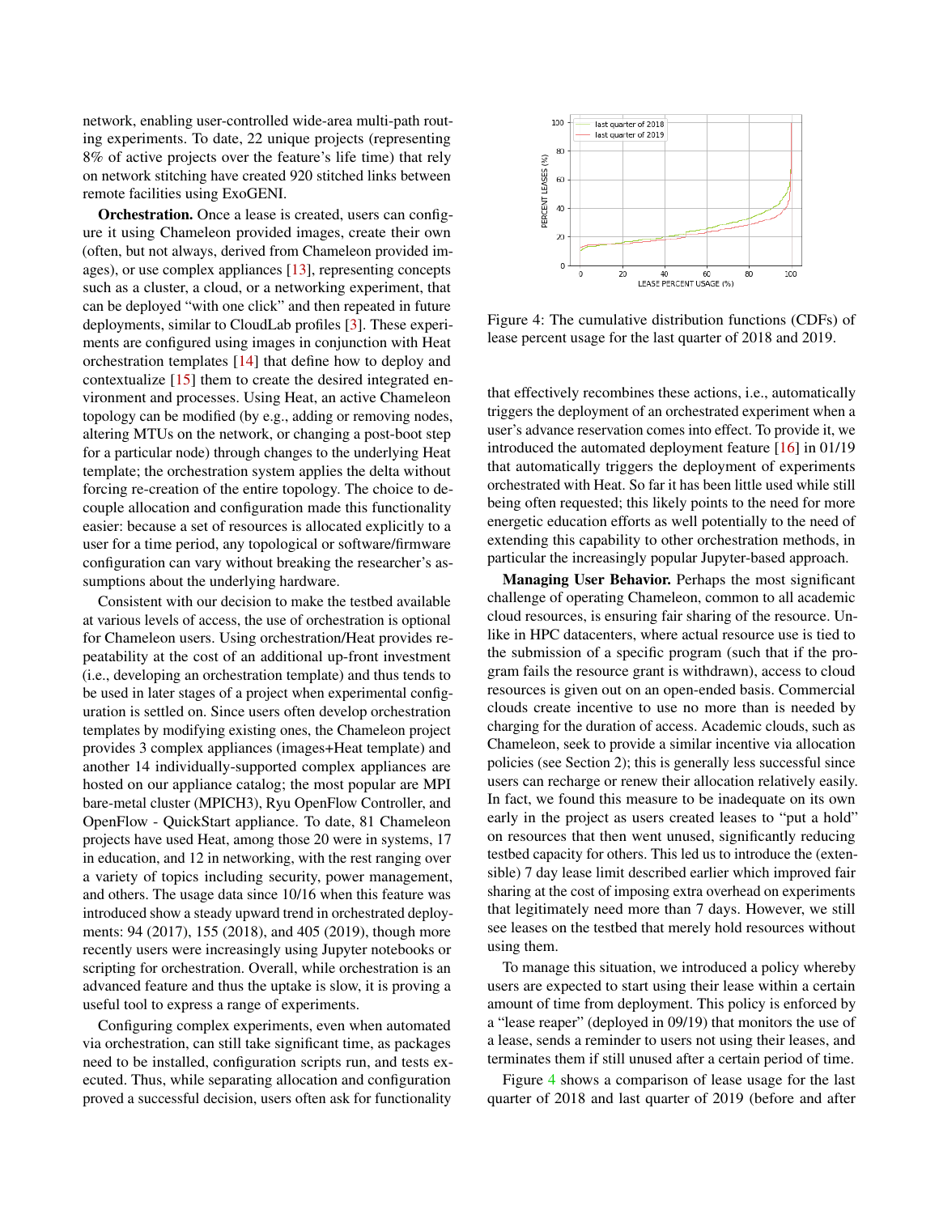network, enabling user-controlled wide-area multi-path routing experiments. To date, 22 unique projects (representing 8% of active projects over the feature's life time) that rely on network stitching have created 920 stitched links between remote facilities using ExoGENI.

**Orchestration.** Once a lease is created, users can configure it using Chameleon provided images, create their own (often, but not always, derived from Chameleon provided images), or use complex appliances [13], representing concepts such as a cluster, a cloud, or a networking experiment, that can be deployed "with one click" and then repeated in future deployments, similar to CloudLab profiles [3]. These experiments are configured using images in conjunction with Heat orchestration templates [14] that define how to deploy and contextualize [15] them to create the desired integrated environment and processes. Using Heat, an active Chameleon topology can be modified (by e.g., adding or removing nodes, altering MTUs on the network, or changing a post-boot step for a particular node) through changes to the underlying Heat template; the orchestration system applies the delta without forcing re-creation of the entire topology. The choice to decouple allocation and configuration made this functionality easier: because a set of resources is allocated explicitly to a user for a time period, any topological or software/firmware configuration can vary without breaking the researcher's assumptions about the underlying hardware.

Consistent with our decision to make the testbed available at various levels of access, the use of orchestration is optional for Chameleon users. Using orchestration/Heat provides repeatability at the cost of an additional up-front investment (i.e., developing an orchestration template) and thus tends to be used in later stages of a project when experimental configuration is settled on. Since users often develop orchestration templates by modifying existing ones, the Chameleon project provides 3 complex appliances (images+Heat template) and another 14 individually-supported complex appliances are hosted on our appliance catalog; the most popular are MPI bare-metal cluster (MPICH3), Ryu OpenFlow Controller, and OpenFlow - QuickStart appliance. To date, 81 Chameleon projects have used Heat, among those 20 were in systems, 17 in education, and 12 in networking, with the rest ranging over a variety of topics including security, power management, and others. The usage data since 10/16 when this feature was introduced show a steady upward trend in orchestrated deployments: 94 (2017), 155 (2018), and 405 (2019), though more recently users were increasingly using Jupyter notebooks or scripting for orchestration. Overall, while orchestration is an advanced feature and thus the uptake is slow, it is proving a useful tool to express a range of experiments.

Configuring complex experiments, even when automated via orchestration, can still take significant time, as packages need to be installed, configuration scripts run, and tests executed. Thus, while separating allocation and configuration proved a successful decision, users often ask for functionality that effectively recombines these actions, i.e., automatically triggers the deployment of an orchestrated experiment when a user's advance reservation comes into effect. To provide it, we introduced the automated deployment feature [16] in 01/19 that automatically triggers the deployment of experiments orchestrated with Heat. So far it has been little used while still being often requested; this likely points to the need for more energetic education efforts as well potentially to the need of extending this capability to other orchestration methods, in particular the increasingly popular Jupyter-based approach.

Figure 4: The cumulative distribution functions (CDFs) of lease percent usage for the last quarter of 2018 and 2019.

**Managing User Behavior.** Perhaps the most significant challenge of operating Chameleon, common to all academic cloud resources, is ensuring fair sharing of the resource. Unlike in HPC datacenters, where actual resource use is tied to the submission of a specific program (such that if the program fails the resource grant is withdrawn), access to cloud resources is given out on an open-ended basis. Commercial clouds create incentive to use no more than is needed by charging for the duration of access. Academic clouds, such as Chameleon, seek to provide a similar incentive via allocation policies (see Section 2); this is generally less successful since users can recharge or renew their allocation relatively easily. In fact, we found this measure to be inadequate on its own early in the project as users created leases to "put a hold" on resources that then went unused, significantly reducing testbed capacity for others. This led us to introduce the (extensible) 7 day lease limit described earlier which improved fair sharing at the cost of imposing extra overhead on experiments that legitimately need more than 7 days. However, we still see leases on the testbed that merely hold resources without using them.

To manage this situation, we introduced a policy whereby users are expected to start using their lease within a certain amount of time from deployment. This policy is enforced by a "lease reaper" (deployed in 09/19) that monitors the use of a lease, sends a reminder to users not using their leases, and terminates them if still unused after a certain period of time.

Figure 4 shows a comparison of lease usage for the last quarter of 2018 and last quarter of 2019 (before and after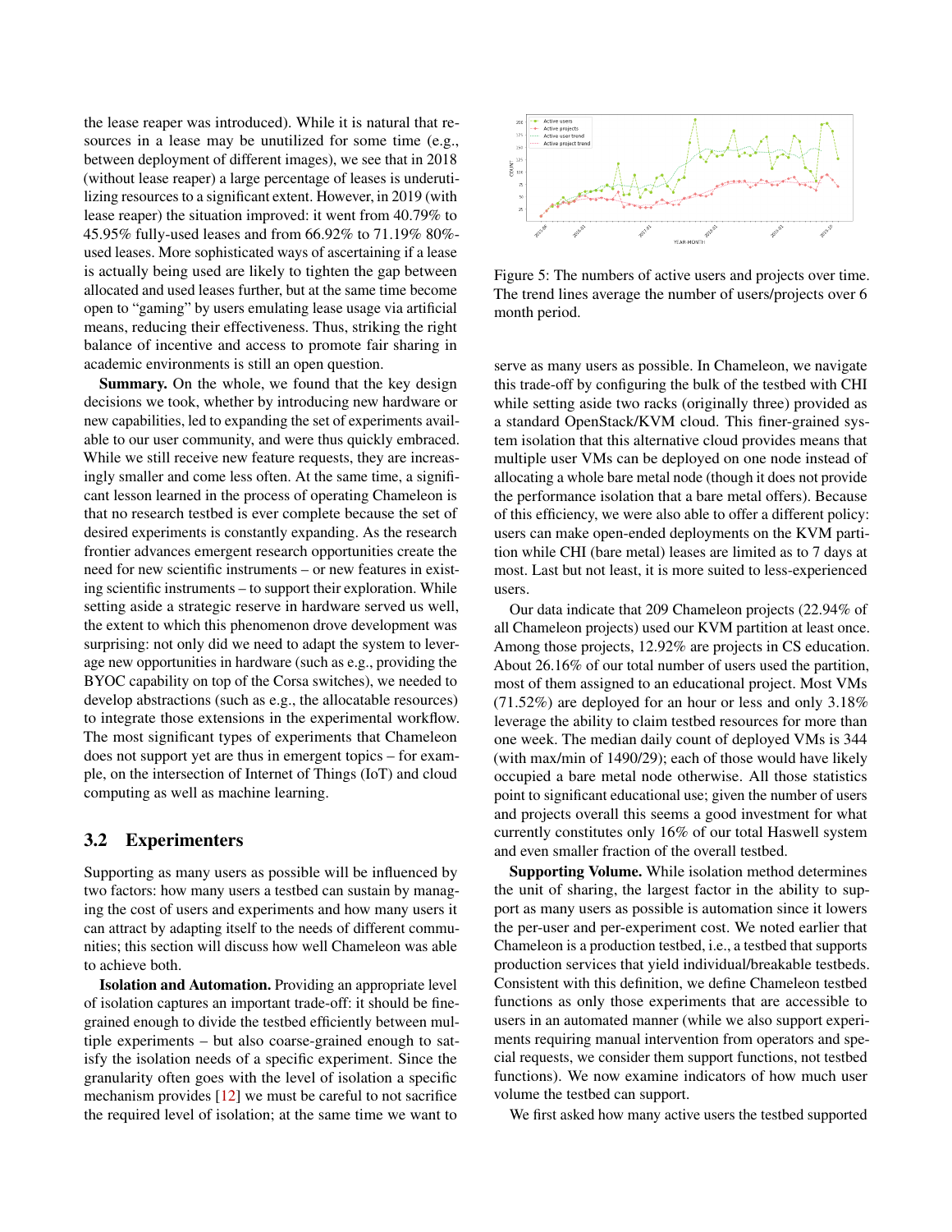the lease reaper was introduced). While it is natural that resources in a lease may be unutilized for some time (e.g., between deployment of different images), we see that in 2018 (without lease reaper) a large percentage of leases is underutilizing resources to a significant extent. However, in 2019 (with lease reaper) the situation improved: it went from 40.79% to 45.95% fully-used leases and from 66.92% to 71.19% 80%-used leases. More sophisticated ways of ascertaining if a lease is actually being used are likely to tighten the gap between allocated and used leases further, but at the same time become open to "gaming" by users emulating lease usage via artificial means, reducing their effectiveness. Thus, striking the right balance of incentive and access to promote fair sharing in academic environments is still an open question.

**Summary.** On the whole, we found that the key design decisions we took, whether by introducing new hardware or new capabilities, led to expanding the set of experiments available to our user community, and were thus quickly embraced. While we still receive new feature requests, they are increasingly smaller and come less often. At the same time, a significant lesson learned in the process of operating Chameleon is that no research testbed is ever complete because the set of desired experiments is constantly expanding. As the research frontier advances emergent research opportunities create the need for new scientific instruments – or new features in existing scientific instruments – to support their exploration. While setting aside a strategic reserve in hardware served us well, the extent to which this phenomenon drove development was surprising: not only did we need to adapt the system to leverage new opportunities in hardware (such as e.g., providing the BYOC capability on top of the Corsa switches), we needed to develop abstractions (such as e.g., the allocatable resources) to integrate those extensions in the experimental workflow. The most significant types of experiments that Chameleon does not support yet are thus in emergent topics – for example, on the intersection of Internet of Things (IoT) and cloud computing as well as machine learning.

## 3.2 Experimenters

Supporting as many users as possible will be influenced by two factors: how many users a testbed can sustain by managing the cost of users and experiments and how many users it can attract by adapting itself to the needs of different communities; this section will discuss how well Chameleon was able to achieve both.

**Isolation and Automation.** Providing an appropriate level of isolation captures an important trade-off: it should be fine-grained enough to divide the testbed efficiently between multiple experiments – but also coarse-grained enough to satisfy the isolation needs of a specific experiment. Since the granularity often goes with the level of isolation a specific mechanism provides [12] we must be careful to not sacrifice the required level of isolation; at the same time we want to serve as many users as possible. In Chameleon, we navigate this trade-off by configuring the bulk of the testbed with CHI while setting aside two racks (originally three) provided as a standard OpenStack/KVM cloud. This finer-grained system isolation that this alternative cloud provides means that multiple user VMs can be deployed on one node instead of allocating a whole bare metal node (though it does not provide the performance isolation that a bare metal offers). Because of this efficiency, we were also able to offer a different policy: users can make open-ended deployments on the KVM partition while CHI (bare metal) leases are limited as to 7 days at most. Last but not least, it is more suited to less-experienced users.

Figure 5: The numbers of active users and projects over time. The trend lines average the number of users/projects over 6 month period.

Our data indicate that 209 Chameleon projects (22.94% of all Chameleon projects) used our KVM partition at least once. Among those projects, 12.92% are projects in CS education. About 26.16% of our total number of users used the partition, most of them assigned to an educational project. Most VMs (71.52%) are deployed for an hour or less and only 3.18% leverage the ability to claim testbed resources for more than one week. The median daily count of deployed VMs is 344 (with max/min of 1490/29); each of those would have likely occupied a bare metal node otherwise. All those statistics point to significant educational use; given the number of users and projects overall this seems a good investment for what currently constitutes only 16% of our total Haswell system and even smaller fraction of the overall testbed.

**Supporting Volume.** While isolation method determines the unit of sharing, the largest factor in the ability to support as many users as possible is automation since it lowers the per-user and per-experiment cost. We noted earlier that Chameleon is a production testbed, i.e., a testbed that supports production services that yield individual/breakable testbeds. Consistent with this definition, we define Chameleon testbed functions as only those experiments that are accessible to users in an automated manner (while we also support experiments requiring manual intervention from operators and special requests, we consider them support functions, not testbed functions). We now examine indicators of how much user volume the testbed can support.

We first asked how many active users the testbed supported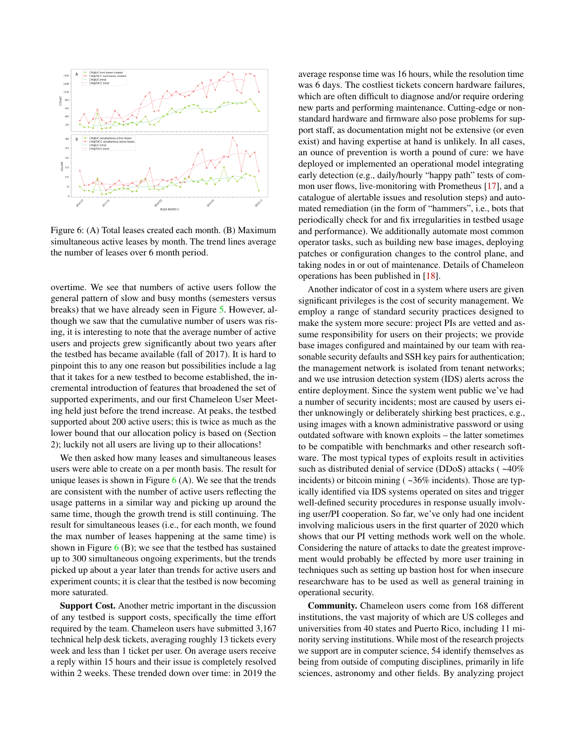Figure 6: (A) Total leases created each month. (B) Maximum simultaneous active leases by month. The trend lines average the number of leases over 6 month period.

overtime. We see that numbers of active users follow the general pattern of slow and busy months (semesters versus breaks) that we have already seen in Figure 5. However, although we saw that the cumulative number of users was rising, it is interesting to note that the average number of active users and projects grew significantly about two years after the testbed has became available (fall of 2017). It is hard to pinpoint this to any one reason but possibilities include a lag that it takes for a new testbed to become established, the incremental introduction of features that broadened the set of supported experiments, and our first Chameleon User Meeting held just before the trend increase. At peaks, the testbed supported about 200 active users; this is twice as much as the lower bound that our allocation policy is based on (Section 2); luckily not all users are living up to their allocations!

We then asked how many leases and simultaneous leases users were able to create on a per month basis. The result for unique leases is shown in Figure 6 (A). We see that the trends are consistent with the number of active users reflecting the usage patterns in a similar way and picking up around the same time, though the growth trend is still continuing. The result for simultaneous leases (i.e., for each month, we found the max number of leases happening at the same time) is shown in Figure 6 (B); we see that the testbed has sustained up to 300 simultaneous ongoing experiments, but the trends picked up about a year later than trends for active users and experiment counts; it is clear that the testbed is now becoming more saturated.

**Support Cost.** Another metric important in the discussion of any testbed is support costs, specifically the time effort required by the team. Chameleon users have submitted 3,167 technical help desk tickets, averaging roughly 13 tickets every week and less than 1 ticket per user. On average users receive a reply within 15 hours and their issue is completely resolved within 2 weeks. These trended down over time: in 2019 the average response time was 16 hours, while the resolution time was 6 days. The costliest tickets concern hardware failures, which are often difficult to diagnose and/or require ordering new parts and performing maintenance. Cutting-edge or non-standard hardware and firmware also pose problems for support staff, as documentation might not be extensive (or even exist) and having expertise at hand is unlikely. In all cases, an ounce of prevention is worth a pound of cure: we have deployed or implemented an operational model integrating early detection (e.g., daily/hourly "happy path" tests of common user flows, live-monitoring with Prometheus [17], and a catalogue of alertable issues and resolution steps) and automated remediation (in the form of "hammers", i.e., bots that periodically check for and fix irregularities in testbed usage and performance). We additionally automate most common operator tasks, such as building new base images, deploying patches or configuration changes to the control plane, and taking nodes in or out of maintenance. Details of Chameleon operations has been published in [18].

Another indicator of cost in a system where users are given significant privileges is the cost of security management. We employ a range of standard security practices designed to make the system more secure: project PIs are vetted and assume responsibility for users on their projects; we provide base images configured and maintained by our team with reasonable security defaults and SSH key pairs for authentication; the management network is isolated from tenant networks; and we use intrusion detection system (IDS) alerts across the entire deployment. Since the system went public we've had a number of security incidents; most are caused by users either unknowingly or deliberately shirking best practices, e.g., using images with a known administrative password or using outdated software with known exploits – the latter sometimes to be compatible with benchmarks and other research software. The most typical types of exploits result in activities such as distributed denial of service (DDoS) attacks ( ~40% incidents) or bitcoin mining ( ~36% incidents). Those are typically identified via IDS systems operated on sites and trigger well-defined security procedures in response usually involving user/PI cooperation. So far, we've only had one incident involving malicious users in the first quarter of 2020 which shows that our PI vetting methods work well on the whole. Considering the nature of attacks to date the greatest improvement would probably be effected by more user training in techniques such as setting up bastion host for when insecure researchware has to be used as well as general training in operational security.

**Community.** Chameleon users come from 168 different institutions, the vast majority of which are US colleges and universities from 40 states and Puerto Rico, including 11 minority serving institutions. While most of the research projects we support are in computer science, 54 identify themselves as being from outside of computing disciplines, primarily in life sciences, astronomy and other fields. By analyzing project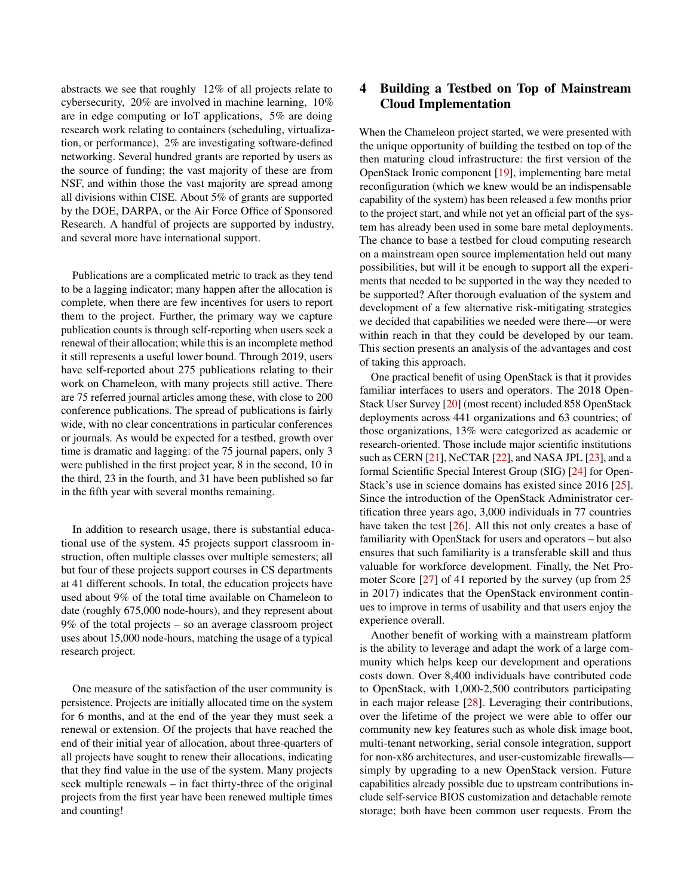abstracts we see that roughly 12% of all projects relate to cybersecurity, 20% are involved in machine learning, 10% are in edge computing or IoT applications, 5% are doing research work relating to containers (scheduling, virtualization, or performance), 2% are investigating software-defined networking. Several hundred grants are reported by users as the source of funding; the vast majority of these are from NSF, and within those the vast majority are spread among all divisions within CISE. About 5% of grants are supported by the DOE, DARPA, or the Air Force Office of Sponsored Research. A handful of projects are supported by industry, and several more have international support.

Publications are a complicated metric to track as they tend to be a lagging indicator; many happen after the allocation is complete, when there are few incentives for users to report them to the project. Further, the primary way we capture publication counts is through self-reporting when users seek a renewal of their allocation; while this is an incomplete method it still represents a useful lower bound. Through 2019, users have self-reported about 275 publications relating to their work on Chameleon, with many projects still active. There are 75 referred journal articles among these, with close to 200 conference publications. The spread of publications is fairly wide, with no clear concentrations in particular conferences or journals. As would be expected for a testbed, growth over time is dramatic and lagging: of the 75 journal papers, only 3 were published in the first project year, 8 in the second, 10 in the third, 23 in the fourth, and 31 have been published so far in the fifth year with several months remaining.

In addition to research usage, there is substantial educational use of the system. 45 projects support classroom instruction, often multiple classes over multiple semesters; all but four of these projects support courses in CS departments at 41 different schools. In total, the education projects have used about 9% of the total time available on Chameleon to date (roughly 675,000 node-hours), and they represent about 9% of the total projects – so an average classroom project uses about 15,000 node-hours, matching the usage of a typical research project.

One measure of the satisfaction of the user community is persistence. Projects are initially allocated time on the system for 6 months, and at the end of the year they must seek a renewal or extension. Of the projects that have reached the end of their initial year of allocation, about three-quarters of all projects have sought to renew their allocations, indicating that they find value in the use of the system. Many projects seek multiple renewals – in fact thirty-three of the original projects from the first year have been renewed multiple times and counting!

# 4 Building a Testbed on Top of Mainstream Cloud Implementation

When the Chameleon project started, we were presented with the unique opportunity of building the testbed on top of the then maturing cloud infrastructure: the first version of the OpenStack Ironic component [19], implementing bare metal reconfiguration (which we knew would be an indispensable capability of the system) has been released a few months prior to the project start, and while not yet an official part of the system has already been used in some bare metal deployments. The chance to base a testbed for cloud computing research on a mainstream open source implementation held out many possibilities, but will it be enough to support all the experiments that needed to be supported in the way they needed to be supported? After thorough evaluation of the system and development of a few alternative risk-mitigating strategies we decided that capabilities we needed were there—or were within reach in that they could be developed by our team. This section presents an analysis of the advantages and cost of taking this approach.

One practical benefit of using OpenStack is that it provides familiar interfaces to users and operators. The 2018 OpenStack User Survey [20] (most recent) included 858 OpenStack deployments across 441 organizations and 63 countries; of those organizations, 13% were categorized as academic or research-oriented. Those include major scientific institutions such as CERN [21], NeCTAR [22], and NASA JPL [23], and a formal Scientific Special Interest Group (SIG) [24] for OpenStack's use in science domains has existed since 2016 [25]. Since the introduction of the OpenStack Administrator certification three years ago, 3,000 individuals in 77 countries have taken the test [26]. All this not only creates a base of familiarity with OpenStack for users and operators – but also ensures that such familiarity is a transferable skill and thus valuable for workforce development. Finally, the Net Promoter Score [27] of 41 reported by the survey (up from 25 in 2017) indicates that the OpenStack environment continues to improve in terms of usability and that users enjoy the experience overall.

Another benefit of working with a mainstream platform is the ability to leverage and adapt the work of a large community which helps keep our development and operations costs down. Over 8,400 individuals have contributed code to OpenStack, with 1,000-2,500 contributors participating in each major release [28]. Leveraging their contributions, over the lifetime of the project we were able to offer our community new key features such as whole disk image boot, multi-tenant networking, serial console integration, support for non-x86 architectures, and user-customizable firewalls—simply by upgrading to a new OpenStack version. Future capabilities already possible due to upstream contributions include self-service BIOS customization and detachable remote storage; both have been common user requests. From the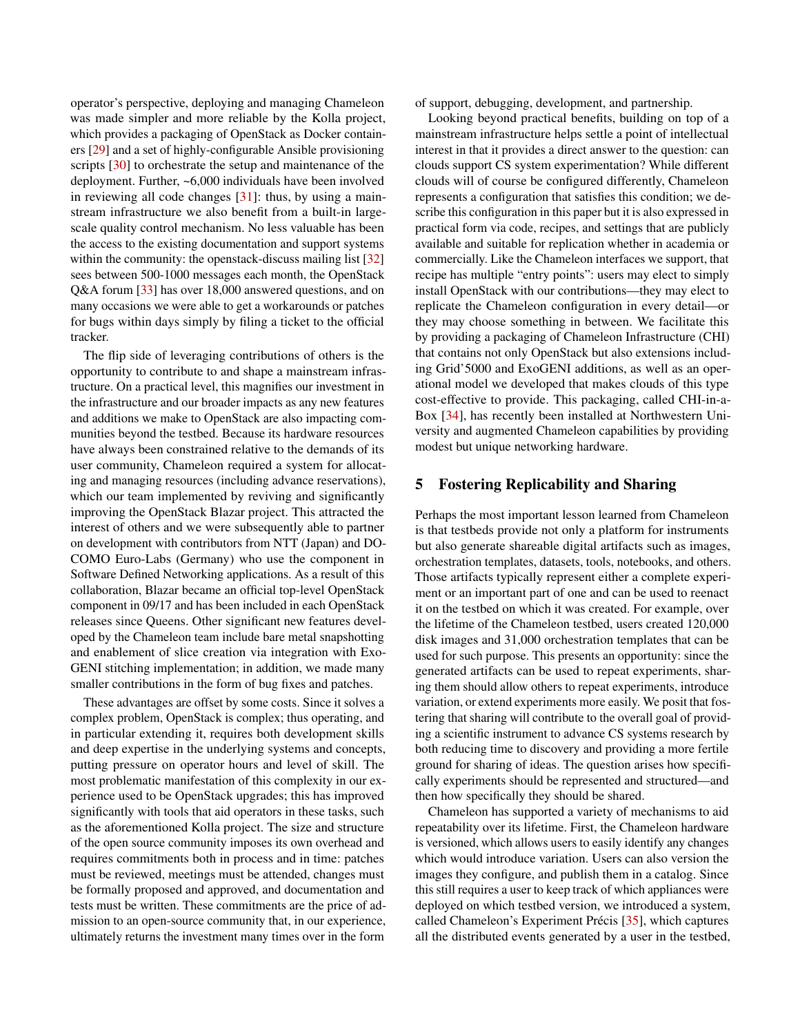operator's perspective, deploying and managing Chameleon was made simpler and more reliable by the Kolla project, which provides a packaging of OpenStack as Docker containers [29] and a set of highly-configurable Ansible provisioning scripts [30] to orchestrate the setup and maintenance of the deployment. Further, ~6,000 individuals have been involved in reviewing all code changes [31]: thus, by using a mainstream infrastructure we also benefit from a built-in large-scale quality control mechanism. No less valuable has been the access to the existing documentation and support systems within the community: the openstack-discuss mailing list [32] sees between 500-1000 messages each month, the OpenStack Q&A forum [33] has over 18,000 answered questions, and on many occasions we were able to get a workarounds or patches for bugs within days simply by filing a ticket to the official tracker.

The flip side of leveraging contributions of others is the opportunity to contribute to and shape a mainstream infrastructure. On a practical level, this magnifies our investment in the infrastructure and our broader impacts as any new features and additions we make to OpenStack are also impacting communities beyond the testbed. Because its hardware resources have always been constrained relative to the demands of its user community, Chameleon required a system for allocating and managing resources (including advance reservations), which our team implemented by reviving and significantly improving the OpenStack Blazar project. This attracted the interest of others and we were subsequently able to partner on development with contributors from NTT (Japan) and DOCOMO Euro-Labs (Germany) who use the component in Software Defined Networking applications. As a result of this collaboration, Blazar became an official top-level OpenStack component in 09/17 and has been included in each OpenStack releases since Queens. Other significant new features developed by the Chameleon team include bare metal snapshotting and enablement of slice creation via integration with ExoGENI stitching implementation; in addition, we made many smaller contributions in the form of bug fixes and patches.

These advantages are offset by some costs. Since it solves a complex problem, OpenStack is complex; thus operating, and in particular extending it, requires both development skills and deep expertise in the underlying systems and concepts, putting pressure on operator hours and level of skill. The most problematic manifestation of this complexity in our experience used to be OpenStack upgrades; this has improved significantly with tools that aid operators in these tasks, such as the aforementioned Kolla project. The size and structure of the open source community imposes its own overhead and requires commitments both in process and in time: patches must be reviewed, meetings must be attended, changes must be formally proposed and approved, and documentation and tests must be written. These commitments are the price of admission to an open-source community that, in our experience, ultimately returns the investment many times over in the form of support, debugging, development, and partnership.

Looking beyond practical benefits, building on top of a mainstream infrastructure helps settle a point of intellectual interest in that it provides a direct answer to the question: can clouds support CS system experimentation? While different clouds will of course be configured differently, Chameleon represents a configuration that satisfies this condition; we describe this configuration in this paper but it is also expressed in practical form via code, recipes, and settings that are publicly available and suitable for replication whether in academia or commercially. Like the Chameleon interfaces we support, that recipe has multiple "entry points": users may elect to simply install OpenStack with our contributions—they may elect to replicate the Chameleon configuration in every detail—or they may choose something in between. We facilitate this by providing a packaging of Chameleon Infrastructure (CHI) that contains not only OpenStack but also extensions including Grid'5000 and ExoGENI additions, as well as an operational model we developed that makes clouds of this type cost-effective to provide. This packaging, called CHI-in-a-Box [34], has recently been installed at Northwestern University and augmented Chameleon capabilities by providing modest but unique networking hardware.

## 5 Fostering Replicability and Sharing

Perhaps the most important lesson learned from Chameleon is that testbeds provide not only a platform for instruments but also generate shareable digital artifacts such as images, orchestration templates, datasets, tools, notebooks, and others. Those artifacts typically represent either a complete experiment or an important part of one and can be used to reenact it on the testbed on which it was created. For example, over the lifetime of the Chameleon testbed, users created 120,000 disk images and 31,000 orchestration templates that can be used for such purpose. This presents an opportunity: since the generated artifacts can be used to repeat experiments, sharing them should allow others to repeat experiments, introduce variation, or extend experiments more easily. We posit that fostering that sharing will contribute to the overall goal of providing a scientific instrument to advance CS systems research by both reducing time to discovery and providing a more fertile ground for sharing of ideas. The question arises how specifically experiments should be represented and structured—and then how specifically they should be shared.

Chameleon has supported a variety of mechanisms to aid repeatability over its lifetime. First, the Chameleon hardware is versioned, which allows users to easily identify any changes which would introduce variation. Users can also version the images they configure, and publish them in a catalog. Since this still requires a user to keep track of which appliances were deployed on which testbed version, we introduced a system, called Chameleon's Experiment Précis [35], which captures all the distributed events generated by a user in the testbed,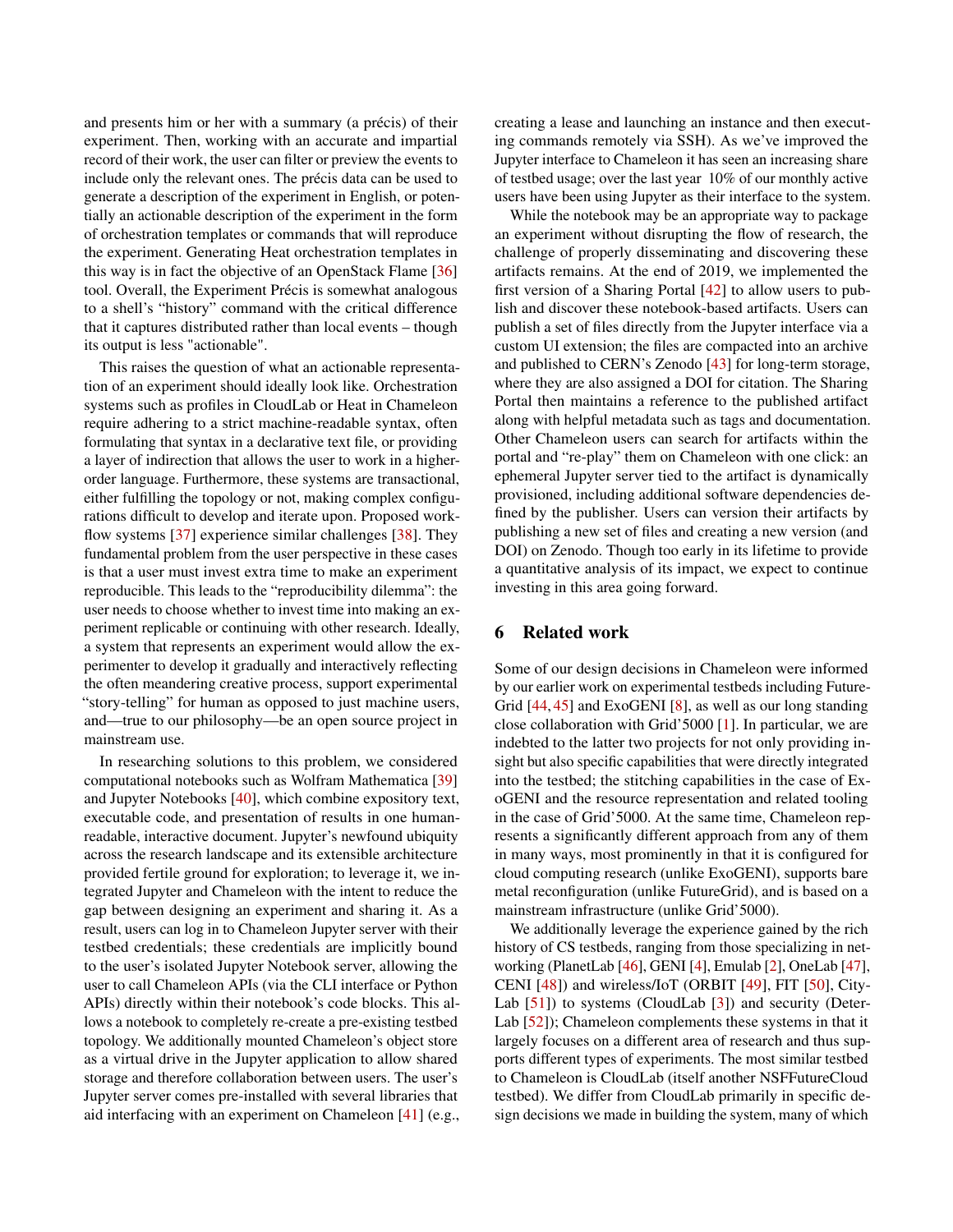and presents him or her with a summary (a précis) of their experiment. Then, working with an accurate and impartial record of their work, the user can filter or preview the events to include only the relevant ones. The précis data can be used to generate a description of the experiment in English, or potentially an actionable description of the experiment in the form of orchestration templates or commands that will reproduce the experiment. Generating Heat orchestration templates in this way is in fact the objective of an OpenStack Flame [36] tool. Overall, the Experiment Précis is somewhat analogous to a shell's "history" command with the critical difference that it captures distributed rather than local events – though its output is less "actionable".

This raises the question of what an actionable representation of an experiment should ideally look like. Orchestration systems such as profiles in CloudLab or Heat in Chameleon require adhering to a strict machine-readable syntax, often formulating that syntax in a declarative text file, or providing a layer of indirection that allows the user to work in a higher-order language. Furthermore, these systems are transactional, either fulfilling the topology or not, making complex configurations difficult to develop and iterate upon. Proposed workflow systems [37] experience similar challenges [38]. They fundamental problem from the user perspective in these cases is that a user must invest extra time to make an experiment reproducible. This leads to the "reproducibility dilemma": the user needs to choose whether to invest time into making an experiment replicable or continuing with other research. Ideally, a system that represents an experiment would allow the experimenter to develop it gradually and interactively reflecting the often meandering creative process, support experimental "story-telling" for human as opposed to just machine users, and—true to our philosophy—be an open source project in mainstream use.

In researching solutions to this problem, we considered computational notebooks such as Wolfram Mathematica [39] and Jupyter Notebooks [40], which combine expository text, executable code, and presentation of results in one human-readable, interactive document. Jupyter's newfound ubiquity across the research landscape and its extensible architecture provided fertile ground for exploration; to leverage it, we integrated Jupyter and Chameleon with the intent to reduce the gap between designing an experiment and sharing it. As a result, users can log in to Chameleon Jupyter server with their testbed credentials; these credentials are implicitly bound to the user's isolated Jupyter Notebook server, allowing the user to call Chameleon APIs (via the CLI interface or Python APIs) directly within their notebook's code blocks. This allows a notebook to completely re-create a pre-existing testbed topology. We additionally mounted Chameleon's object store as a virtual drive in the Jupyter application to allow shared storage and therefore collaboration between users. The user's Jupyter server comes pre-installed with several libraries that aid interfacing with an experiment on Chameleon [41] (e.g., creating a lease and launching an instance and then executing commands remotely via SSH). As we've improved the Jupyter interface to Chameleon it has seen an increasing share of testbed usage; over the last year 10% of our monthly active users have been using Jupyter as their interface to the system.

While the notebook may be an appropriate way to package an experiment without disrupting the flow of research, the challenge of properly disseminating and discovering these artifacts remains. At the end of 2019, we implemented the first version of a Sharing Portal [42] to allow users to publish and discover these notebook-based artifacts. Users can publish a set of files directly from the Jupyter interface via a custom UI extension; the files are compacted into an archive and published to CERN's Zenodo [43] for long-term storage, where they are also assigned a DOI for citation. The Sharing Portal then maintains a reference to the published artifact along with helpful metadata such as tags and documentation. Other Chameleon users can search for artifacts within the portal and "re-play" them on Chameleon with one click: an ephemeral Jupyter server tied to the artifact is dynamically provisioned, including additional software dependencies defined by the publisher. Users can version their artifacts by publishing a new set of files and creating a new version (and DOI) on Zenodo. Though too early in its lifetime to provide a quantitative analysis of its impact, we expect to continue investing in this area going forward.

## 6 Related work

Some of our design decisions in Chameleon were informed by our earlier work on experimental testbeds including FutureGrid [44, 45] and ExoGENI [8], as well as our long standing close collaboration with Grid'5000 [1]. In particular, we are indebted to the latter two projects for not only providing insight but also specific capabilities that were directly integrated into the testbed; the stitching capabilities in the case of ExoGENI and the resource representation and related tooling in the case of Grid'5000. At the same time, Chameleon represents a significantly different approach from any of them in many ways, most prominently in that it is configured for cloud computing research (unlike ExoGENI), supports bare metal reconfiguration (unlike FutureGrid), and is based on a mainstream infrastructure (unlike Grid'5000).

We additionally leverage the experience gained by the rich history of CS testbeds, ranging from those specializing in networking (PlanetLab [46], GENI [4], Emulab [2], OneLab [47], CENI [48]) and wireless/IoT (ORBIT [49], FIT [50], CityLab [51]) to systems (CloudLab [3]) and security (DeterLab [52]); Chameleon complements these systems in that it largely focuses on a different area of research and thus supports different types of experiments. The most similar testbed to Chameleon is CloudLab (itself another NSFFutureCloud testbed). We differ from CloudLab primarily in specific design decisions we made in building the system, many of which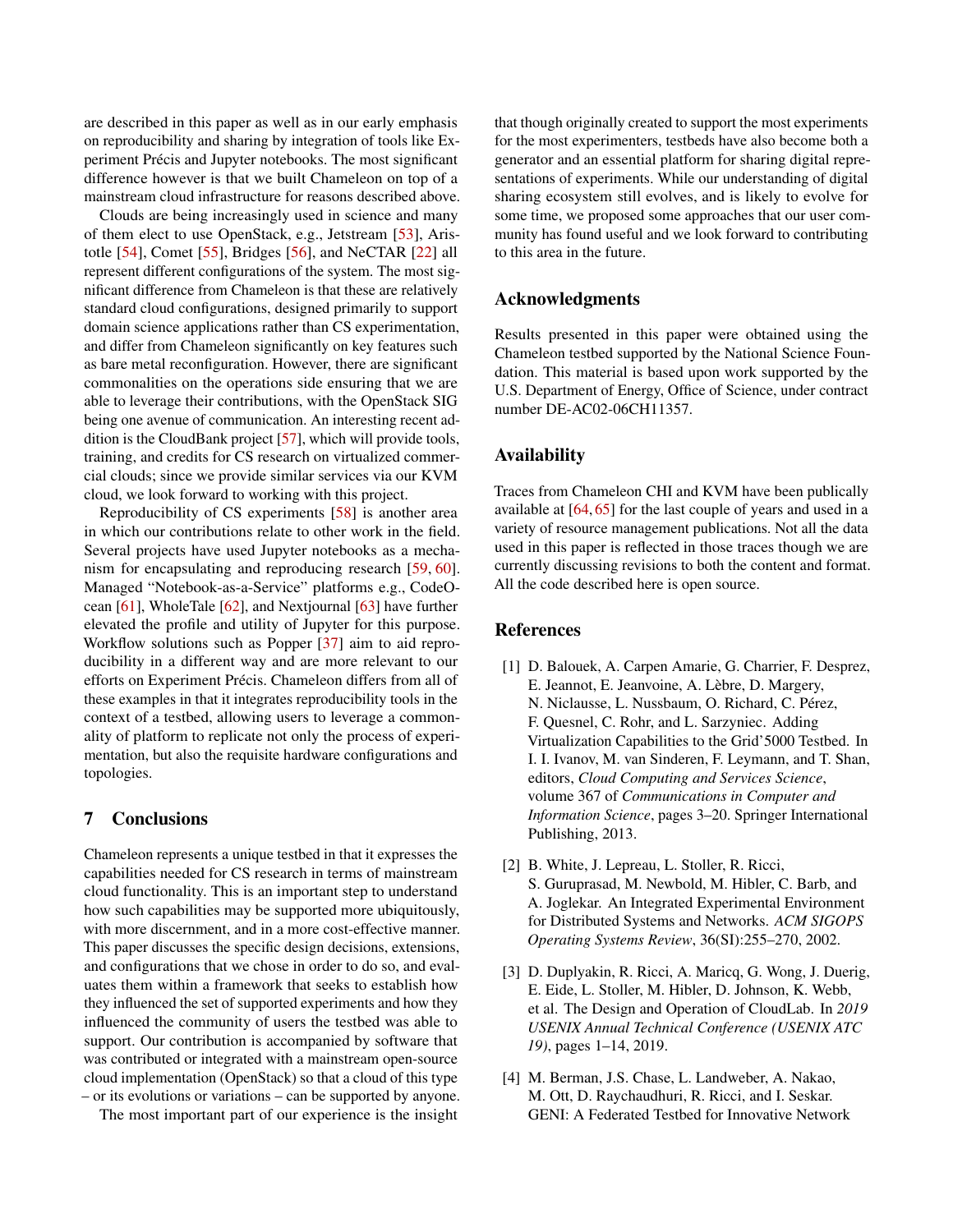are described in this paper as well as in our early emphasis on reproducibility and sharing by integration of tools like Experiment Précis and Jupyter notebooks. The most significant difference however is that we built Chameleon on top of a mainstream cloud infrastructure for reasons described above.

Clouds are being increasingly used in science and many of them elect to use OpenStack, e.g., Jetstream [53], Aristotle [54], Comet [55], Bridges [56], and NeCTAR [22] all represent different configurations of the system. The most significant difference from Chameleon is that these are relatively standard cloud configurations, designed primarily to support domain science applications rather than CS experimentation, and differ from Chameleon significantly on key features such as bare metal reconfiguration. However, there are significant commonalities on the operations side ensuring that we are able to leverage their contributions, with the OpenStack SIG being one avenue of communication. An interesting recent addition is the CloudBank project [57], which will provide tools, training, and credits for CS research on virtualized commercial clouds; since we provide similar services via our KVM cloud, we look forward to working with this project.

Reproducibility of CS experiments [58] is another area in which our contributions relate to other work in the field. Several projects have used Jupyter notebooks as a mechanism for encapsulating and reproducing research [59, 60]. Managed "Notebook-as-a-Service" platforms e.g., CodeOcean [61], WholeTale [62], and Nextjournal [63] have further elevated the profile and utility of Jupyter for this purpose. Workflow solutions such as Popper [37] aim to aid reproducibility in a different way and are more relevant to our efforts on Experiment Précis. Chameleon differs from all of these examples in that it integrates reproducibility tools in the context of a testbed, allowing users to leverage a commonality of platform to replicate not only the process of experimentation, but also the requisite hardware configurations and topologies.

## 7 Conclusions

Chameleon represents a unique testbed in that it expresses the capabilities needed for CS research in terms of mainstream cloud functionality. This is an important step to understand how such capabilities may be supported more ubiquitously, with more discernment, and in a more cost-effective manner. This paper discusses the specific design decisions, extensions, and configurations that we chose in order to do so, and evaluates them within a framework that seeks to establish how they influenced the set of supported experiments and how they influenced the community of users the testbed was able to support. Our contribution is accompanied by software that was contributed or integrated with a mainstream open-source cloud implementation (OpenStack) so that a cloud of this type – or its evolutions or variations – can be supported by anyone.

The most important part of our experience is the insight that though originally created to support the most experiments for the most experimenters, testbeds have also become both a generator and an essential platform for sharing digital representations of experiments. While our understanding of digital sharing ecosystem still evolves, and is likely to evolve for some time, we proposed some approaches that our user community has found useful and we look forward to contributing to this area in the future.

## Acknowledgments

Results presented in this paper were obtained using the Chameleon testbed supported by the National Science Foundation. This material is based upon work supported by the U.S. Department of Energy, Office of Science, under contract number DE-AC02-06CH11357.

## Availability

Traces from Chameleon CHI and KVM have been publically available at [64, 65] for the last couple of years and used in a variety of resource management publications. Not all the data used in this paper is reflected in those traces though we are currently discussing revisions to both the content and format. All the code described here is open source.

## References

[1] D. Balouek, A. Carpen Amarie, G. Charrier, F. Desprez, E. Jeannot, E. Jeanvoine, A. Lèbre, D. Margery, N. Niclausse, L. Nussbaum, O. Richard, C. Pérez, F. Quesnel, C. Rohr, and L. Sarzyniec. Adding Virtualization Capabilities to the Grid'5000 Testbed. In I. I. Ivanov, M. van Sinderen, F. Leymann, and T. Shan, editors, *Cloud Computing and Services Science*, volume 367 of *Communications in Computer and Information Science*, pages 3–20. Springer International Publishing, 2013.

[2] B. White, J. Lepreau, L. Stoller, R. Ricci, S. Guruprasad, M. Newbold, M. Hibler, C. Barb, and A. Joglekar. An Integrated Experimental Environment for Distributed Systems and Networks. *ACM SIGOPS Operating Systems Review*, 36(SI):255–270, 2002.

[3] D. Duplyakin, R. Ricci, A. Maricq, G. Wong, J. Duerig, E. Eide, L. Stoller, M. Hibler, D. Johnson, K. Webb, et al. The Design and Operation of CloudLab. In *2019 USENIX Annual Technical Conference (USENIX ATC 19)*, pages 1–14, 2019.

[4] M. Berman, J.S. Chase, L. Landweber, A. Nakao, M. Ott, D. Raychaudhuri, R. Ricci, and I. Seskar. GENI: A Federated Testbed for Innovative Network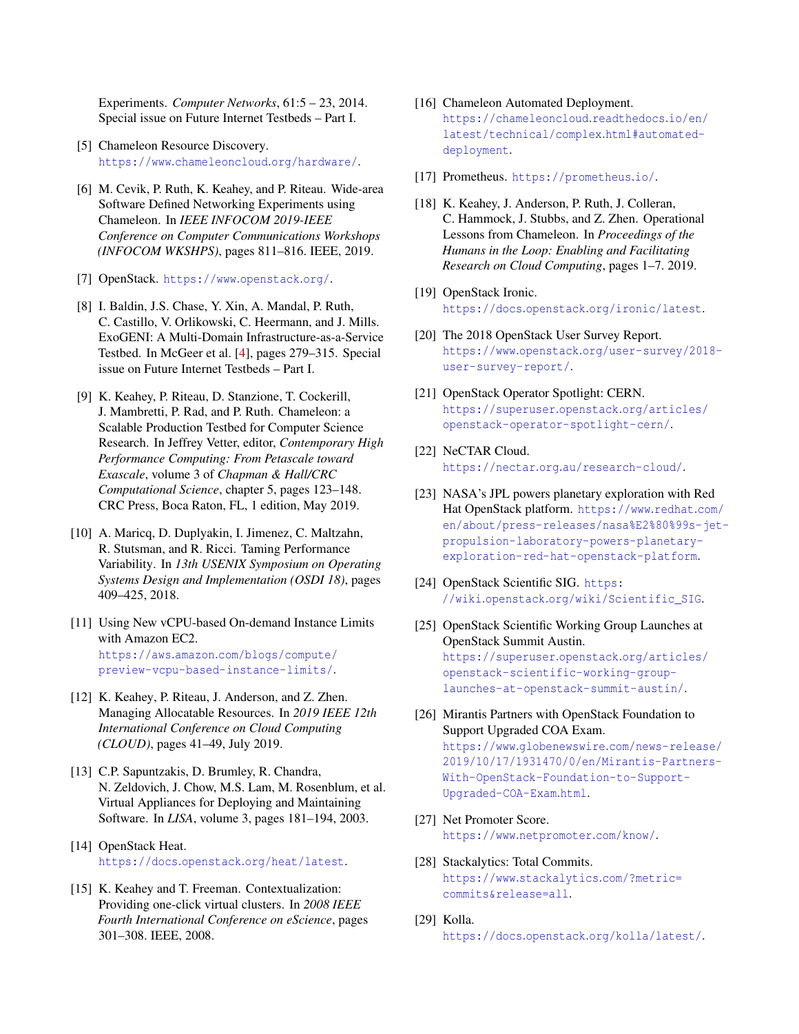Experiments. *Computer Networks*, 61:5 – 23, 2014. Special issue on Future Internet Testbeds – Part I.

[5] Chameleon Resource Discovery. https://www.chameleoncloud.org/hardware/.

[6] M. Cevik, P. Ruth, K. Keahey, and P. Riteau. Wide-area Software Defined Networking Experiments using Chameleon. In *IEEE INFOCOM 2019-IEEE Conference on Computer Communications Workshops (INFOCOM WKSHPS)*, pages 811–816. IEEE, 2019.

[7] OpenStack. https://www.openstack.org/.

[8] I. Baldin, J.S. Chase, Y. Xin, A. Mandal, P. Ruth, C. Castillo, V. Orlikowski, C. Heermann, and J. Mills. ExoGENI: A Multi-Domain Infrastructure-as-a-Service Testbed. In McGeer et al. [4], pages 279–315. Special issue on Future Internet Testbeds – Part I.

[9] K. Keahey, P. Riteau, D. Stanzione, T. Cockerill, J. Mambretti, P. Rad, and P. Ruth. Chameleon: a Scalable Production Testbed for Computer Science Research. In Jeffrey Vetter, editor, *Contemporary High Performance Computing: From Petascale toward Exascale*, volume 3 of *Chapman & Hall/CRC Computational Science*, chapter 5, pages 123–148. CRC Press, Boca Raton, FL, 1 edition, May 2019.

[10] A. Maricq, D. Duplyakin, I. Jimenez, C. Maltzahn, R. Stutsman, and R. Ricci. Taming Performance Variability. In *13th USENIX Symposium on Operating Systems Design and Implementation (OSDI 18)*, pages 409–425, 2018.

[11] Using New vCPU-based On-demand Instance Limits with Amazon EC2. https://aws.amazon.com/blogs/compute/preview-vcpu-based-instance-limits/.

[12] K. Keahey, P. Riteau, J. Anderson, and Z. Zhen. Managing Allocatable Resources. In *2019 IEEE 12th International Conference on Cloud Computing (CLOUD)*, pages 41–49, July 2019.

[13] C.P. Sapuntzakis, D. Brumley, R. Chandra, N. Zeldovich, J. Chow, M.S. Lam, M. Rosenblum, et al. Virtual Appliances for Deploying and Maintaining Software. In *LISA*, volume 3, pages 181–194, 2003.

[14] OpenStack Heat. https://docs.openstack.org/heat/latest.

[15] K. Keahey and T. Freeman. Contextualization: Providing one-click virtual clusters. In *2008 IEEE Fourth International Conference on eScience*, pages 301–308. IEEE, 2008.

[16] Chameleon Automated Deployment. https://chameleoncloud.readthedocs.io/en/latest/technical/complex.html#automated-deployment.

[17] Prometheus. https://prometheus.io/.

[18] K. Keahey, J. Anderson, P. Ruth, J. Colleran, C. Hammock, J. Stubbs, and Z. Zhen. Operational Lessons from Chameleon. In *Proceedings of the Humans in the Loop: Enabling and Facilitating Research on Cloud Computing*, pages 1–7. 2019.

[19] OpenStack Ironic. https://docs.openstack.org/ironic/latest.

[20] The 2018 OpenStack User Survey Report. https://www.openstack.org/user-survey/2018-user-survey-report/.

[21] OpenStack Operator Spotlight: CERN. https://superuser.openstack.org/articles/openstack-operator-spotlight-cern/.

[22] NeCTAR Cloud. https://nectar.org.au/research-cloud/.

[23] NASA's JPL powers planetary exploration with Red Hat OpenStack platform. https://www.redhat.com/en/about/press-releases/nasa%E2%80%99s-jet-propulsion-laboratory-powers-planetary-exploration-red-hat-openstack-platform.

[24] OpenStack Scientific SIG. https://wiki.openstack.org/wiki/Scientific_SIG.

[25] OpenStack Scientific Working Group Launches at OpenStack Summit Austin. https://superuser.openstack.org/articles/openstack-scientific-working-group-launches-at-openstack-summit-austin/.

[26] Mirantis Partners with OpenStack Foundation to Support Upgraded COA Exam. https://www.globenewswire.com/news-release/2019/10/17/1931470/0/en/Mirantis-Partners-With-OpenStack-Foundation-to-Support-Upgraded-COA-Exam.html.

[27] Net Promoter Score. https://www.netpromoter.com/know/.

[28] Stackalytics: Total Commits. https://www.stackalytics.com/?metric=commits&release=all.

[29] Kolla. https://docs.openstack.org/kolla/latest/.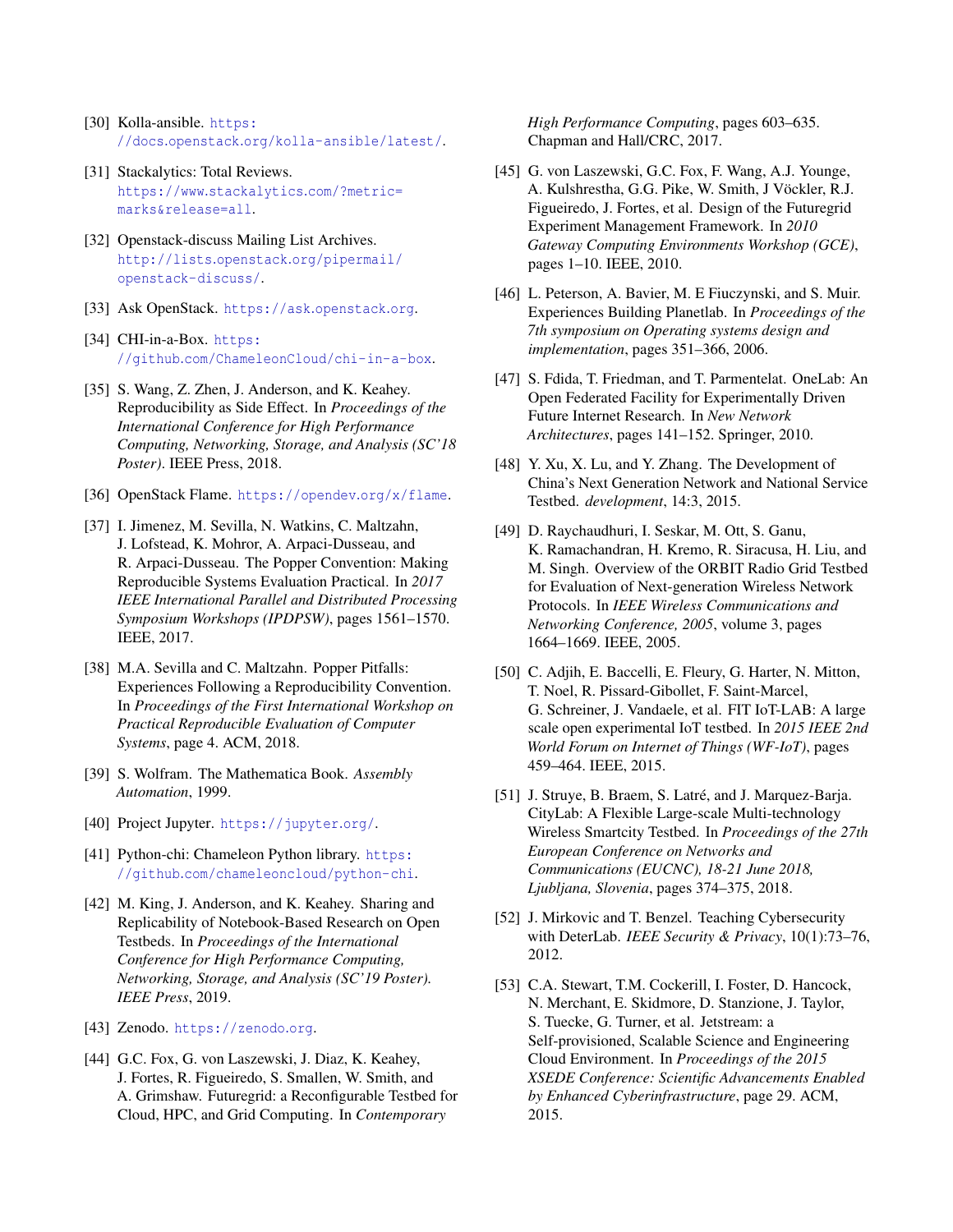- [30] Kolla-ansible. https://docs.openstack.org/kolla-ansible/latest/.
- [31] Stackalytics: Total Reviews. https://www.stackalytics.com/?metric=marks&release=all.
- [32] Openstack-discuss Mailing List Archives. http://lists.openstack.org/pipermail/openstack-discuss/.
- [33] Ask OpenStack. https://ask.openstack.org.
- [34] CHI-in-a-Box. https://github.com/ChameleonCloud/chi-in-a-box.
- [35] S. Wang, Z. Zhen, J. Anderson, and K. Keahey. Reproducibility as Side Effect. In *Proceedings of the International Conference for High Performance Computing, Networking, Storage, and Analysis (SC'18 Poster)*. IEEE Press, 2018.
- [36] OpenStack Flame. https://opendev.org/x/flame.
- [37] I. Jimenez, M. Sevilla, N. Watkins, C. Maltzahn, J. Lofstead, K. Mohror, A. Arpaci-Dusseau, and R. Arpaci-Dusseau. The Popper Convention: Making Reproducible Systems Evaluation Practical. In *2017 IEEE International Parallel and Distributed Processing Symposium Workshops (IPDPSW)*, pages 1561–1570. IEEE, 2017.
- [38] M.A. Sevilla and C. Maltzahn. Popper Pitfalls: Experiences Following a Reproducibility Convention. In *Proceedings of the First International Workshop on Practical Reproducible Evaluation of Computer Systems*, page 4. ACM, 2018.
- [39] S. Wolfram. The Mathematica Book. *Assembly Automation*, 1999.
- [40] Project Jupyter. https://jupyter.org/.
- [41] Python-chi: Chameleon Python library. https://github.com/chameleoncloud/python-chi.
- [42] M. King, J. Anderson, and K. Keahey. Sharing and Replicability of Notebook-Based Research on Open Testbeds. In *Proceedings of the International Conference for High Performance Computing, Networking, Storage, and Analysis (SC'19 Poster). IEEE Press*, 2019.
- [43] Zenodo. https://zenodo.org.
- [44] G.C. Fox, G. von Laszewski, J. Diaz, K. Keahey, J. Fortes, R. Figueiredo, S. Smallen, W. Smith, and A. Grimshaw. Futuregrid: a Reconfigurable Testbed for Cloud, HPC, and Grid Computing. In *Contemporary High Performance Computing*, pages 603–635. Chapman and Hall/CRC, 2017.
- [45] G. von Laszewski, G.C. Fox, F. Wang, A.J. Younge, A. Kulshrestha, G.G. Pike, W. Smith, J Vöckler, R.J. Figueiredo, J. Fortes, et al. Design of the Futuregrid Experiment Management Framework. In *2010 Gateway Computing Environments Workshop (GCE)*, pages 1–10. IEEE, 2010.
- [46] L. Peterson, A. Bavier, M. E Fiuczynski, and S. Muir. Experiences Building Planetlab. In *Proceedings of the 7th symposium on Operating systems design and implementation*, pages 351–366, 2006.
- [47] S. Fdida, T. Friedman, and T. Parmentelat. OneLab: An Open Federated Facility for Experimentally Driven Future Internet Research. In *New Network Architectures*, pages 141–152. Springer, 2010.
- [48] Y. Xu, X. Lu, and Y. Zhang. The Development of China's Next Generation Network and National Service Testbed. *development*, 14:3, 2015.
- [49] D. Raychaudhuri, I. Seskar, M. Ott, S. Ganu, K. Ramachandran, H. Kremo, R. Siracusa, H. Liu, and M. Singh. Overview of the ORBIT Radio Grid Testbed for Evaluation of Next-generation Wireless Network Protocols. In *IEEE Wireless Communications and Networking Conference, 2005*, volume 3, pages 1664–1669. IEEE, 2005.
- [50] C. Adjih, E. Baccelli, E. Fleury, G. Harter, N. Mitton, T. Noel, R. Pissard-Gibollet, F. Saint-Marcel, G. Schreiner, J. Vandaele, et al. FIT IoT-LAB: A large scale open experimental IoT testbed. In *2015 IEEE 2nd World Forum on Internet of Things (WF-IoT)*, pages 459–464. IEEE, 2015.
- [51] J. Struye, B. Braem, S. Latré, and J. Marquez-Barja. CityLab: A Flexible Large-scale Multi-technology Wireless Smartcity Testbed. In *Proceedings of the 27th European Conference on Networks and Communications (EUCNC), 18-21 June 2018, Ljubljana, Slovenia*, pages 374–375, 2018.
- [52] J. Mirkovic and T. Benzel. Teaching Cybersecurity with DeterLab. *IEEE Security & Privacy*, 10(1):73–76, 2012.
- [53] C.A. Stewart, T.M. Cockerill, I. Foster, D. Hancock, N. Merchant, E. Skidmore, D. Stanzione, J. Taylor, S. Tuecke, G. Turner, et al. Jetstream: a Self-provisioned, Scalable Science and Engineering Cloud Environment. In *Proceedings of the 2015 XSEDE Conference: Scientific Advancements Enabled by Enhanced Cyberinfrastructure*, page 29. ACM, 2015.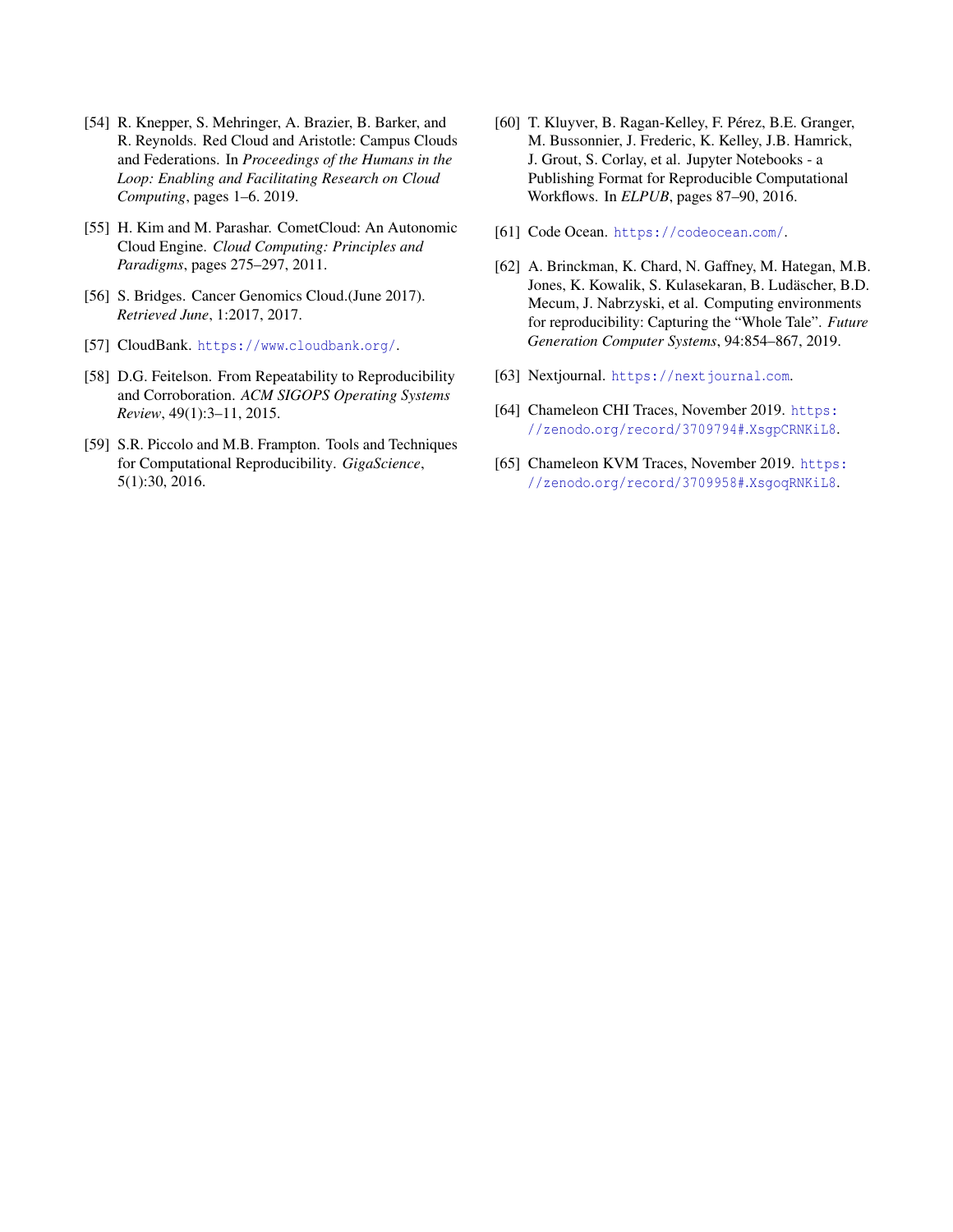[54] R. Knepper, S. Mehringer, A. Brazier, B. Barker, and R. Reynolds. Red Cloud and Aristotle: Campus Clouds and Federations. In *Proceedings of the Humans in the Loop: Enabling and Facilitating Research on Cloud Computing*, pages 1–6. 2019.

[55] H. Kim and M. Parashar. CometCloud: An Autonomic Cloud Engine. *Cloud Computing: Principles and Paradigms*, pages 275–297, 2011.

[56] S. Bridges. Cancer Genomics Cloud.(June 2017). *Retrieved June*, 1:2017, 2017.

[57] CloudBank. https://www.cloudbank.org/.

[58] D.G. Feitelson. From Repeatability to Reproducibility and Corroboration. *ACM SIGOPS Operating Systems Review*, 49(1):3–11, 2015.

[59] S.R. Piccolo and M.B. Frampton. Tools and Techniques for Computational Reproducibility. *GigaScience*, 5(1):30, 2016.

[60] T. Kluyver, B. Ragan-Kelley, F. Pérez, B.E. Granger, M. Bussonnier, J. Frederic, K. Kelley, J.B. Hamrick, J. Grout, S. Corlay, et al. Jupyter Notebooks - a Publishing Format for Reproducible Computational Workflows. In *ELPUB*, pages 87–90, 2016.

[61] Code Ocean. https://codeocean.com/.

[62] A. Brinckman, K. Chard, N. Gaffney, M. Hategan, M.B. Jones, K. Kowalik, S. Kulasekaran, B. Ludäscher, B.D. Mecum, J. Nabrzyski, et al. Computing environments for reproducibility: Capturing the "Whole Tale". *Future Generation Computer Systems*, 94:854–867, 2019.

[63] Nextjournal. https://nextjournal.com.

[64] Chameleon CHI Traces, November 2019. https://zenodo.org/record/3709794#.XsgpCRNKiL8.

[65] Chameleon KVM Traces, November 2019. https://zenodo.org/record/3709958#.XsgoqRNKiL8.